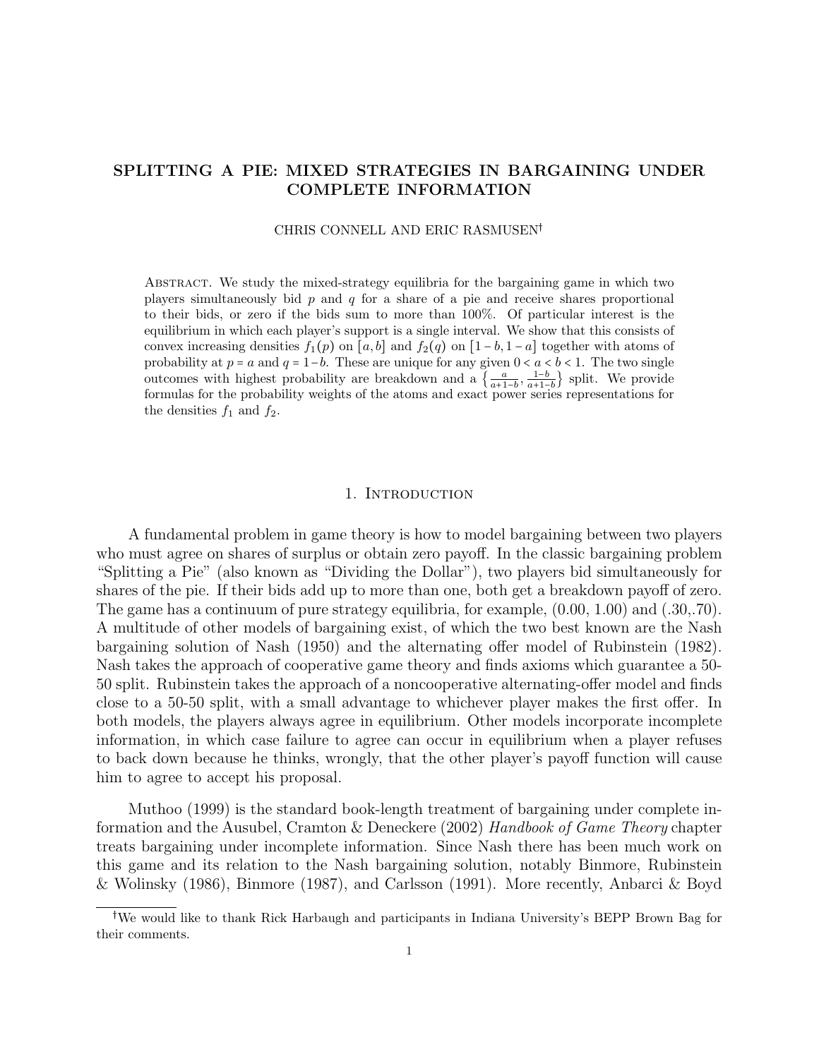# SPLITTING A PIE: MIXED STRATEGIES IN BARGAINING UNDER COMPLETE INFORMATION

CHRIS CONNELL AND ERIC RASMUSEN[†]

Abstract. We study the mixed-strategy equilibria for the bargaining game in which two players simultaneously bid $p$ and $q$ for a share of a pie and receive shares proportional to their bids, or zero if the bids sum to more than 100%. Of particular interest is the equilibrium in which each player's support is a single interval. We show that this consists of convex increasing densities $f_1(p)$ on $[a,b]$ and $f_2(q)$ on $[1-b, 1-a]$ together with atoms of probability at $p = a$ and $q = 1-b$. These are unique for any given $0 < a < b < 1$. The two single outcomes with highest probability are breakdown and a $\left\{\frac{a}{a+1-b}, \frac{1-b}{a+1-b}\right\}$ split. We provide formulas for the probability weights of the atoms and exact power series representations for the densities $f_1$ and $f_2$.

## 1. Introduction

A fundamental problem in game theory is how to model bargaining between two players who must agree on shares of surplus or obtain zero payoff. In the classic bargaining problem "Splitting a Pie" (also known as "Dividing the Dollar"), two players bid simultaneously for shares of the pie. If their bids add up to more than one, both get a breakdown payoff of zero. The game has a continuum of pure strategy equilibria, for example, (0.00, 1.00) and (.30,.70). A multitude of other models of bargaining exist, of which the two best known are the Nash bargaining solution of Nash (1950) and the alternating offer model of Rubinstein (1982). Nash takes the approach of cooperative game theory and finds axioms which guarantee a 50-50 split. Rubinstein takes the approach of a noncooperative alternating-offer model and finds close to a 50-50 split, with a small advantage to whichever player makes the first offer. In both models, the players always agree in equilibrium. Other models incorporate incomplete information, in which case failure to agree can occur in equilibrium when a player refuses to back down because he thinks, wrongly, that the other player's payoff function will cause him to agree to accept his proposal.

Muthoo (1999) is the standard book-length treatment of bargaining under complete information and the Ausubel, Cramton & Deneckere (2002) *Handbook of Game Theory* chapter treats bargaining under incomplete information. Since Nash there has been much work on this game and its relation to the Nash bargaining solution, notably Binmore, Rubinstein & Wolinsky (1986), Binmore (1987), and Carlsson (1991). More recently, Anbarci & Boyd

[†]We would like to thank Rick Harbaugh and participants in Indiana University's BEPP Brown Bag for their comments.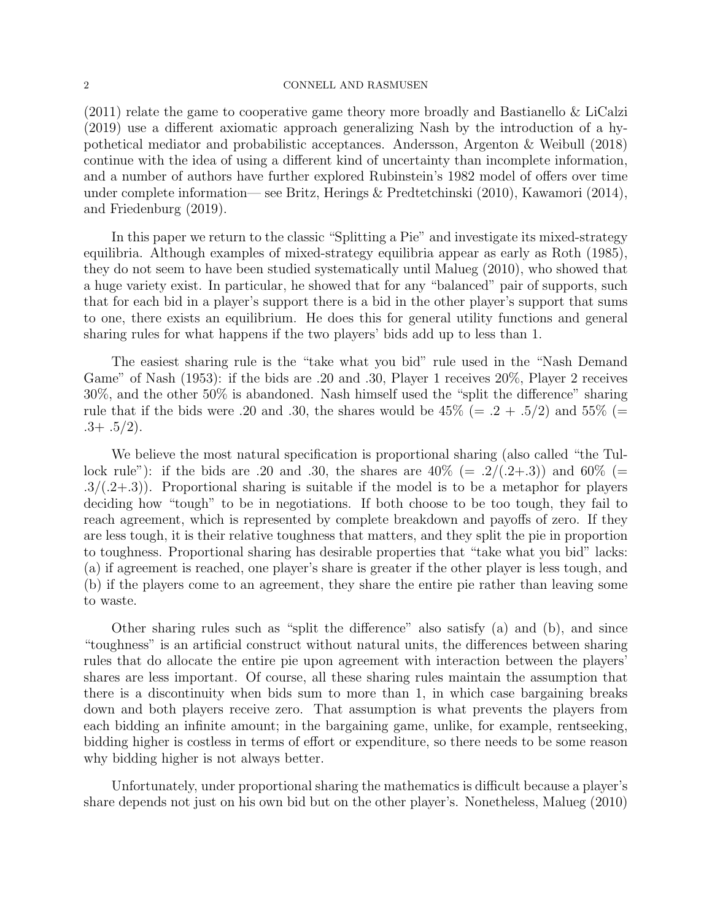(2011) relate the game to cooperative game theory more broadly and Bastianello & LiCalzi (2019) use a different axiomatic approach generalizing Nash by the introduction of a hypothetical mediator and probabilistic acceptances. Andersson, Argenton & Weibull (2018) continue with the idea of using a different kind of uncertainty than incomplete information, and a number of authors have further explored Rubinstein's 1982 model of offers over time under complete information— see Britz, Herings & Predtetchinski (2010), Kawamori (2014), and Friedenburg (2019).

In this paper we return to the classic "Splitting a Pie" and investigate its mixed-strategy equilibria. Although examples of mixed-strategy equilibria appear as early as Roth (1985), they do not seem to have been studied systematically until Malueg (2010), who showed that a huge variety exist. In particular, he showed that for any "balanced" pair of supports, such that for each bid in a player's support there is a bid in the other player's support that sums to one, there exists an equilibrium. He does this for general utility functions and general sharing rules for what happens if the two players' bids add up to less than 1.

The easiest sharing rule is the "take what you bid" rule used in the "Nash Demand Game" of Nash (1953): if the bids are .20 and .30, Player 1 receives 20%, Player 2 receives 30%, and the other 50% is abandoned. Nash himself used the "split the difference" sharing rule that if the bids were .20 and .30, the shares would be 45% (= .2 + .5/2) and 55% (= .3+ .5/2).

We believe the most natural specification is proportional sharing (also called "the Tullock rule"): if the bids are .20 and .30, the shares are 40% (= .2/(.2+.3)) and 60% (= .3/(.2+.3)). Proportional sharing is suitable if the model is to be a metaphor for players deciding how "tough" to be in negotiations. If both choose to be too tough, they fail to reach agreement, which is represented by complete breakdown and payoffs of zero. If they are less tough, it is their relative toughness that matters, and they split the pie in proportion to toughness. Proportional sharing has desirable properties that "take what you bid" lacks: (a) if agreement is reached, one player's share is greater if the other player is less tough, and (b) if the players come to an agreement, they share the entire pie rather than leaving some to waste.

Other sharing rules such as "split the difference" also satisfy (a) and (b), and since "toughness" is an artificial construct without natural units, the differences between sharing rules that do allocate the entire pie upon agreement with interaction between the players' shares are less important. Of course, all these sharing rules maintain the assumption that there is a discontinuity when bids sum to more than 1, in which case bargaining breaks down and both players receive zero. That assumption is what prevents the players from each bidding an infinite amount; in the bargaining game, unlike, for example, rentseeking, bidding higher is costless in terms of effort or expenditure, so there needs to be some reason why bidding higher is not always better.

Unfortunately, under proportional sharing the mathematics is difficult because a player's share depends not just on his own bid but on the other player's. Nonetheless, Malueg (2010)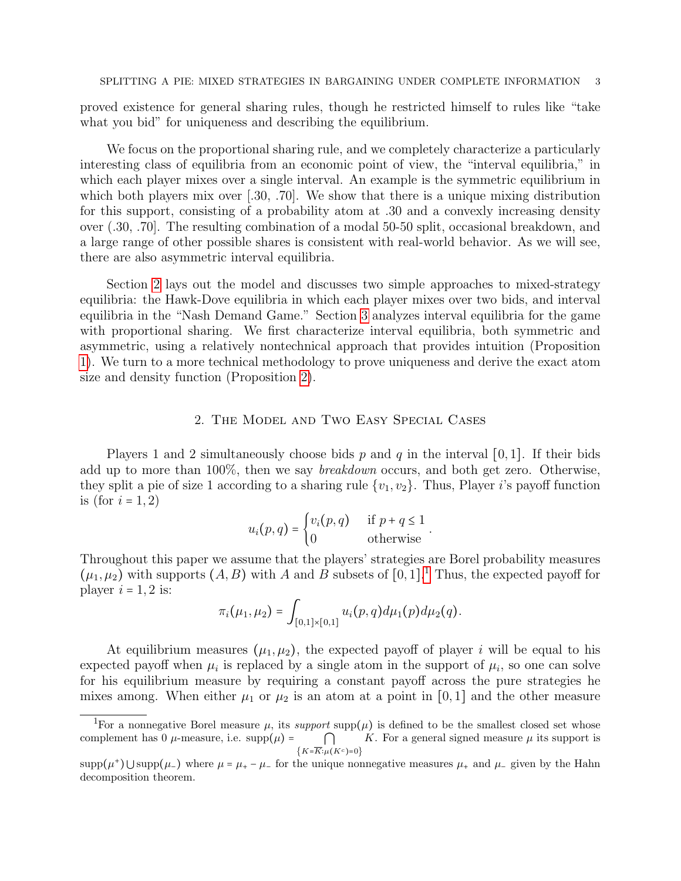proved existence for general sharing rules, though he restricted himself to rules like "take what you bid" for uniqueness and describing the equilibrium.

We focus on the proportional sharing rule, and we completely characterize a particularly interesting class of equilibria from an economic point of view, the "interval equilibria," in which each player mixes over a single interval. An example is the symmetric equilibrium in which both players mix over [.30, .70]. We show that there is a unique mixing distribution for this support, consisting of a probability atom at .30 and a convexly increasing density over (.30, .70]. The resulting combination of a modal 50-50 split, occasional breakdown, and a large range of other possible shares is consistent with real-world behavior. As we will see, there are also asymmetric interval equilibria.

Section 2 lays out the model and discusses two simple approaches to mixed-strategy equilibria: the Hawk-Dove equilibria in which each player mixes over two bids, and interval equilibria in the "Nash Demand Game." Section 3 analyzes interval equilibria for the game with proportional sharing. We first characterize interval equilibria, both symmetric and asymmetric, using a relatively nontechnical approach that provides intuition (Proposition 1). We turn to a more technical methodology to prove uniqueness and derive the exact atom size and density function (Proposition 2).

## 2. The Model and Two Easy Special Cases

Players 1 and 2 simultaneously choose bids $p$ and $q$ in the interval $[0,1]$. If their bids add up to more than 100%, then we say *breakdown* occurs, and both get zero. Otherwise, they split a pie of size 1 according to a sharing rule $\{v_1, v_2\}$. Thus, Player $i$'s payoff function is (for $i = 1,2$)

$$u_i(p,q) = \begin{cases} v_i(p,q) & \text{if } p+q \le 1 \\ 0 & \text{otherwise} \end{cases}.$$

Throughout this paper we assume that the players' strategies are Borel probability measures $(\mu_1, \mu_2)$ with supports $(A, B)$ with $A$ and $B$ subsets of $[0,1]$.[1] Thus, the expected payoff for player $i = 1,2$ is:

$$\pi_i(\mu_1, \mu_2) = \int_{[0,1]\times[0,1]} u_i(p,q)\, d\mu_1(p)\, d\mu_2(q).$$

At equilibrium measures $(\mu_1, \mu_2)$, the expected payoff of player $i$ will be equal to his expected payoff when $\mu_i$ is replaced by a single atom in the support of $\mu_i$, so one can solve for his equilibrium measure by requiring a constant payoff across the pure strategies he mixes among. When either $\mu_1$ or $\mu_2$ is an atom at a point in $[0,1]$ and the other measure

[1] For a nonnegative Borel measure $\mu$, its *support* $\text{supp}(\mu)$ is defined to be the smallest closed set whose complement has 0 $\mu$-measure, i.e. $\text{supp}(\mu) = \bigcap_{\{K=\overline{K}:\mu(K^c)=0\}} K$. For a general signed measure $\mu$ its support is $\text{supp}(\mu^+) \bigcup \text{supp}(\mu_-)$ where $\mu = \mu_+ - \mu_-$ for the unique nonnegative measures $\mu_+$ and $\mu_-$ given by the Hahn decomposition theorem.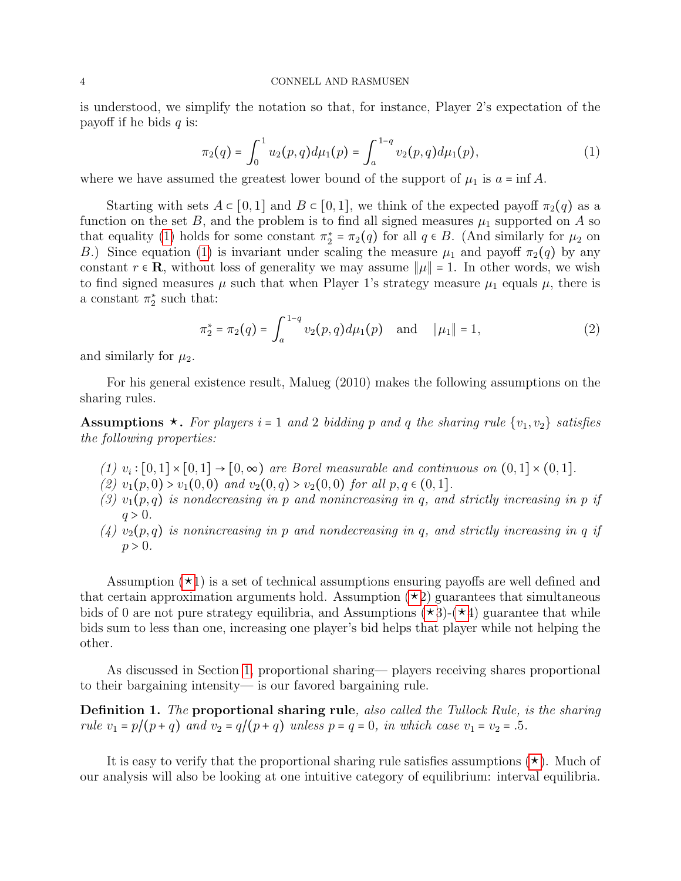is understood, we simplify the notation so that, for instance, Player 2's expectation of the payoff if he bids $q$ is:

$$\pi_2(q) = \int_0^1 u_2(p,q)d\mu_1(p) = \int_a^{1-q} v_2(p,q)d\mu_1(p), \tag{1}$$

where we have assumed the greatest lower bound of the support of $\mu_1$ is $a = \inf A$.

Starting with sets $A \subset [0,1]$ and $B \subset [0,1]$, we think of the expected payoff $\pi_2(q)$ as a function on the set $B$, and the problem is to find all signed measures $\mu_1$ supported on $A$ so that equality (1) holds for some constant $\pi_2^* = \pi_2(q)$ for all $q \in B$. (And similarly for $\mu_2$ on $B$.) Since equation (1) is invariant under scaling the measure $\mu_1$ and payoff $\pi_2(q)$ by any constant $r \in \mathbf{R}$, without loss of generality we may assume $\|\mu\| = 1$. In other words, we wish to find signed measures $\mu$ such that when Player 1's strategy measure $\mu_1$ equals $\mu$, there is a constant $\pi_2^*$ such that:

$$\pi_2^* = \pi_2(q) = \int_a^{1-q} v_2(p,q)d\mu_1(p) \quad \text{and} \quad \|\mu_1\| = 1, \tag{2}$$

and similarly for $\mu_2$.

For his general existence result, Malueg (2010) makes the following assumptions on the sharing rules.

**Assumptions ⋆.** *For players $i = 1$ and $2$ bidding $p$ and $q$ the sharing rule $\{v_1, v_2\}$ satisfies the following properties:*

1. *$v_i : [0,1] \times [0,1] \to [0,\infty)$ are Borel measurable and continuous on $(0,1] \times (0,1]$.*
2. *$v_1(p,0) > v_1(0,0)$ and $v_2(0,q) > v_2(0,0)$ for all $p, q \in (0,1]$.*
3. *$v_1(p,q)$ is nondecreasing in $p$ and nonincreasing in $q$, and strictly increasing in $p$ if $q > 0$.*
4. *$v_2(p,q)$ is nonincreasing in $p$ and nondecreasing in $q$, and strictly increasing in $q$ if $p > 0$.*

Assumption (⋆1) is a set of technical assumptions ensuring payoffs are well defined and that certain approximation arguments hold. Assumption (⋆2) guarantees that simultaneous bids of 0 are not pure strategy equilibria, and Assumptions (⋆3)-(⋆4) guarantee that while bids sum to less than one, increasing one player's bid helps that player while not helping the other.

As discussed in Section 1, proportional sharing— players receiving shares proportional to their bargaining intensity— is our favored bargaining rule.

**Definition 1.** *The* **proportional sharing rule***, also called the Tullock Rule, is the sharing rule $v_1 = p/(p+q)$ and $v_2 = q/(p+q)$ unless $p = q = 0$, in which case $v_1 = v_2 = .5$.*

It is easy to verify that the proportional sharing rule satisfies assumptions (⋆). Much of our analysis will also be looking at one intuitive category of equilibrium: interval equilibria.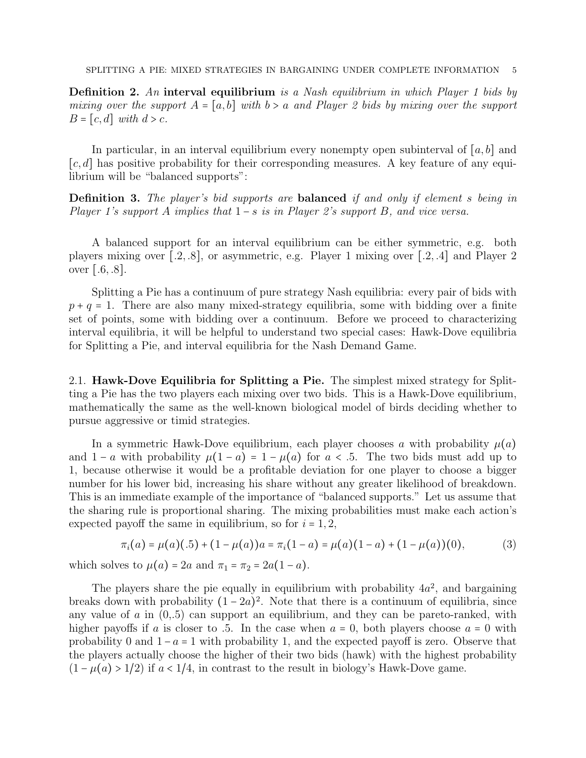**Definition 2.** *An* **interval equilibrium** *is a Nash equilibrium in which Player 1 bids by mixing over the support $A = [a, b]$ with $b > a$ and Player 2 bids by mixing over the support $B = [c, d]$ with $d > c$.*

In particular, in an interval equilibrium every nonempty open subinterval of $[a, b]$ and $[c, d]$ has positive probability for their corresponding measures. A key feature of any equilibrium will be "balanced supports":

**Definition 3.** *The player's bid supports are* **balanced** *if and only if element $s$ being in Player 1's support $A$ implies that $1 - s$ is in Player 2's support $B$, and vice versa.*

A balanced support for an interval equilibrium can be either symmetric, e.g. both players mixing over $[.2, .8]$, or asymmetric, e.g. Player 1 mixing over $[.2, .4]$ and Player 2 over $[.6, .8]$.

Splitting a Pie has a continuum of pure strategy Nash equilibria: every pair of bids with $p + q = 1$. There are also many mixed-strategy equilibria, some with bidding over a finite set of points, some with bidding over a continuum. Before we proceed to characterizing interval equilibria, it will be helpful to understand two special cases: Hawk-Dove equilibria for Splitting a Pie, and interval equilibria for the Nash Demand Game.

## 2.1. Hawk-Dove Equilibria for Splitting a Pie.

The simplest mixed strategy for Splitting a Pie has the two players each mixing over two bids. This is a Hawk-Dove equilibrium, mathematically the same as the well-known biological model of birds deciding whether to pursue aggressive or timid strategies.

In a symmetric Hawk-Dove equilibrium, each player chooses $a$ with probability $\mu(a)$ and $1 - a$ with probability $\mu(1 - a) = 1 - \mu(a)$ for $a < .5$. The two bids must add up to 1, because otherwise it would be a profitable deviation for one player to choose a bigger number for his lower bid, increasing his share without any greater likelihood of breakdown. This is an immediate example of the importance of "balanced supports." Let us assume that the sharing rule is proportional sharing. The mixing probabilities must make each action's expected payoff the same in equilibrium, so for $i = 1, 2$,

$$\pi_i(a) = \mu(a)(.5) + (1 - \mu(a))a = \pi_i(1 - a) = \mu(a)(1 - a) + (1 - \mu(a))(0), \tag{3}$$

which solves to $\mu(a) = 2a$ and $\pi_1 = \pi_2 = 2a(1 - a)$.

The players share the pie equally in equilibrium with probability $4a^2$, and bargaining breaks down with probability $(1 - 2a)^2$. Note that there is a continuum of equilibria, since any value of $a$ in (0,.5) can support an equilibrium, and they can be pareto-ranked, with higher payoffs if $a$ is closer to .5. In the case when $a = 0$, both players choose $a = 0$ with probability 0 and $1 - a = 1$ with probability 1, and the expected payoff is zero. Observe that the players actually choose the higher of their two bids (hawk) with the highest probability $(1 - \mu(a) > 1/2)$ if $a < 1/4$, in contrast to the result in biology's Hawk-Dove game.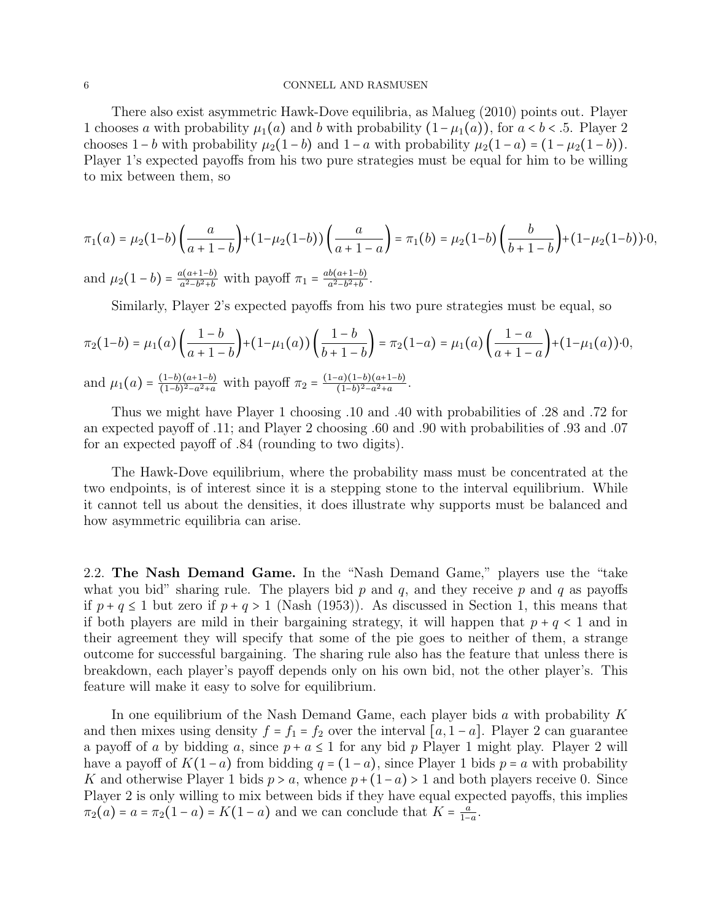There also exist asymmetric Hawk-Dove equilibria, as Malueg (2010) points out. Player 1 chooses $a$ with probability $\mu_1(a)$ and $b$ with probability $(1-\mu_1(a))$, for $a < b < .5$. Player 2 chooses $1-b$ with probability $\mu_2(1-b)$ and $1-a$ with probability $\mu_2(1-a) = (1-\mu_2(1-b))$. Player 1's expected payoffs from his two pure strategies must be equal for him to be willing to mix between them, so

$$\pi_1(a) = \mu_2(1-b)\left(\frac{a}{a+1-b}\right) + (1-\mu_2(1-b))\left(\frac{a}{a+1-a}\right) = \pi_1(b) = \mu_2(1-b)\left(\frac{b}{b+1-b}\right) + (1-\mu_2(1-b))\cdot 0,$$

and $\mu_2(1-b) = \frac{a(a+1-b)}{a^2-b^2+b}$ with payoff $\pi_1 = \frac{ab(a+1-b)}{a^2-b^2+b}$.

Similarly, Player 2's expected payoffs from his two pure strategies must be equal, so

$$\pi_2(1-b) = \mu_1(a)\left(\frac{1-b}{a+1-b}\right) + (1-\mu_1(a))\left(\frac{1-b}{b+1-b}\right) = \pi_2(1-a) = \mu_1(a)\left(\frac{1-a}{a+1-a}\right) + (1-\mu_1(a))\cdot 0,$$

and $\mu_1(a) = \frac{(1-b)(a+1-b)}{(1-b)^2-a^2+a}$ with payoff $\pi_2 = \frac{(1-a)(1-b)(a+1-b)}{(1-b)^2-a^2+a}$.

Thus we might have Player 1 choosing .10 and .40 with probabilities of .28 and .72 for an expected payoff of .11; and Player 2 choosing .60 and .90 with probabilities of .93 and .07 for an expected payoff of .84 (rounding to two digits).

The Hawk-Dove equilibrium, where the probability mass must be concentrated at the two endpoints, is of interest since it is a stepping stone to the interval equilibrium. While it cannot tell us about the densities, it does illustrate why supports must be balanced and how asymmetric equilibria can arise.

### 2.2. The Nash Demand Game.

In the "Nash Demand Game," players use the "take what you bid" sharing rule. The players bid $p$ and $q$, and they receive $p$ and $q$ as payoffs if $p+q \leq 1$ but zero if $p+q > 1$ (Nash (1953)). As discussed in Section 1, this means that if both players are mild in their bargaining strategy, it will happen that $p+q < 1$ and in their agreement they will specify that some of the pie goes to neither of them, a strange outcome for successful bargaining. The sharing rule also has the feature that unless there is breakdown, each player's payoff depends only on his own bid, not the other player's. This feature will make it easy to solve for equilibrium.

In one equilibrium of the Nash Demand Game, each player bids $a$ with probability $K$ and then mixes using density $f = f_1 = f_2$ over the interval $[a, 1-a]$. Player 2 can guarantee a payoff of $a$ by bidding $a$, since $p + a \leq 1$ for any bid $p$ Player 1 might play. Player 2 will have a payoff of $K(1-a)$ from bidding $q = (1-a)$, since Player 1 bids $p = a$ with probability $K$ and otherwise Player 1 bids $p > a$, whence $p + (1-a) > 1$ and both players receive 0. Since Player 2 is only willing to mix between bids if they have equal expected payoffs, this implies $\pi_2(a) = a = \pi_2(1-a) = K(1-a)$ and we can conclude that $K = \frac{a}{1-a}$.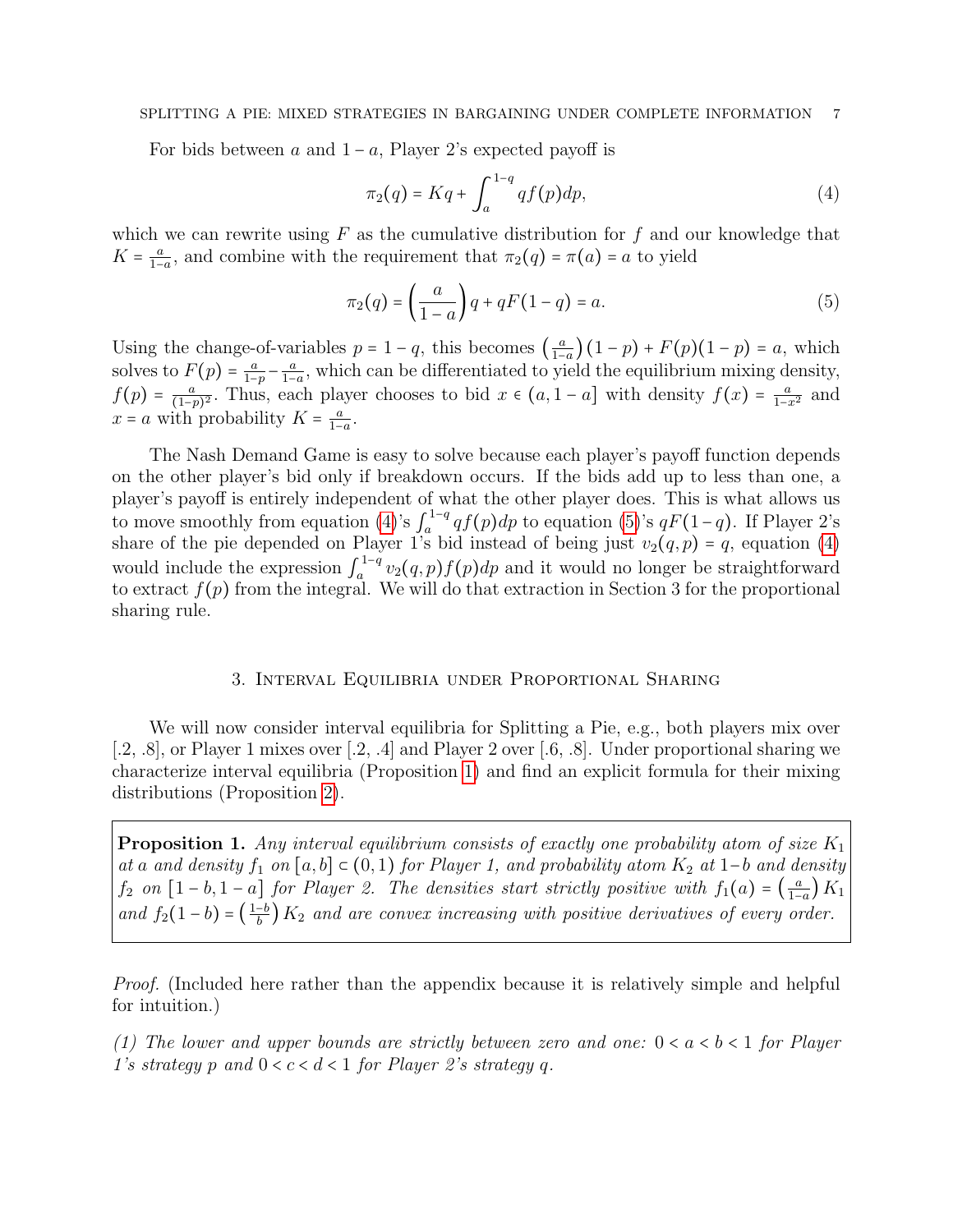For bids between $a$ and $1-a$, Player 2's expected payoff is

$$\pi_2(q) = Kq + \int_a^{1-q} qf(p)dp, \tag{4}$$

which we can rewrite using $F$ as the cumulative distribution for $f$ and our knowledge that $K = \frac{a}{1-a}$, and combine with the requirement that $\pi_2(q) = \pi(a) = a$ to yield

$$\pi_2(q) = \left(\frac{a}{1-a}\right)q + qF(1-q) = a. \tag{5}$$

Using the change-of-variables $p = 1-q$, this becomes $\left(\frac{a}{1-a}\right)(1-p) + F(p)(1-p) = a$, which solves to $F(p) = \frac{a}{1-p} - \frac{a}{1-a}$, which can be differentiated to yield the equilibrium mixing density, $f(p) = \frac{a}{(1-p)^2}$. Thus, each player chooses to bid $x \in (a, 1-a]$ with density $f(x) = \frac{a}{1-x^2}$ and $x = a$ with probability $K = \frac{a}{1-a}$.

The Nash Demand Game is easy to solve because each player's payoff function depends on the other player's bid only if breakdown occurs. If the bids add up to less than one, a player's payoff is entirely independent of what the other player does. This is what allows us to move smoothly from equation (4)'s $\int_a^{1-q} qf(p)dp$ to equation (5)'s $qF(1-q)$. If Player 2's share of the pie depended on Player 1's bid instead of being just $v_2(q,p) = q$, equation (4) would include the expression $\int_a^{1-q} v_2(q,p)f(p)dp$ and it would no longer be straightforward to extract $f(p)$ from the integral. We will do that extraction in Section 3 for the proportional sharing rule.

## 3. Interval Equilibria under Proportional Sharing

We will now consider interval equilibria for Splitting a Pie, e.g., both players mix over $[.2, .8]$, or Player 1 mixes over $[.2, .4]$ and Player 2 over $[.6, .8]$. Under proportional sharing we characterize interval equilibria (Proposition 1) and find an explicit formula for their mixing distributions (Proposition 2).

**Proposition 1.** *Any interval equilibrium consists of exactly one probability atom of size $K_1$ at $a$ and density $f_1$ on $[a,b] \subset (0,1)$ for Player 1, and probability atom $K_2$ at $1-b$ and density $f_2$ on $[1-b, 1-a]$ for Player 2. The densities start strictly positive with $f_1(a) = \left(\frac{a}{1-a}\right)K_1$ and $f_2(1-b) = \left(\frac{1-b}{b}\right)K_2$ and are convex increasing with positive derivatives of every order.*

*Proof.* (Included here rather than the appendix because it is relatively simple and helpful for intuition.)

*(1) The lower and upper bounds are strictly between zero and one: $0 < a < b < 1$ for Player 1's strategy $p$ and $0 < c < d < 1$ for Player 2's strategy $q$.*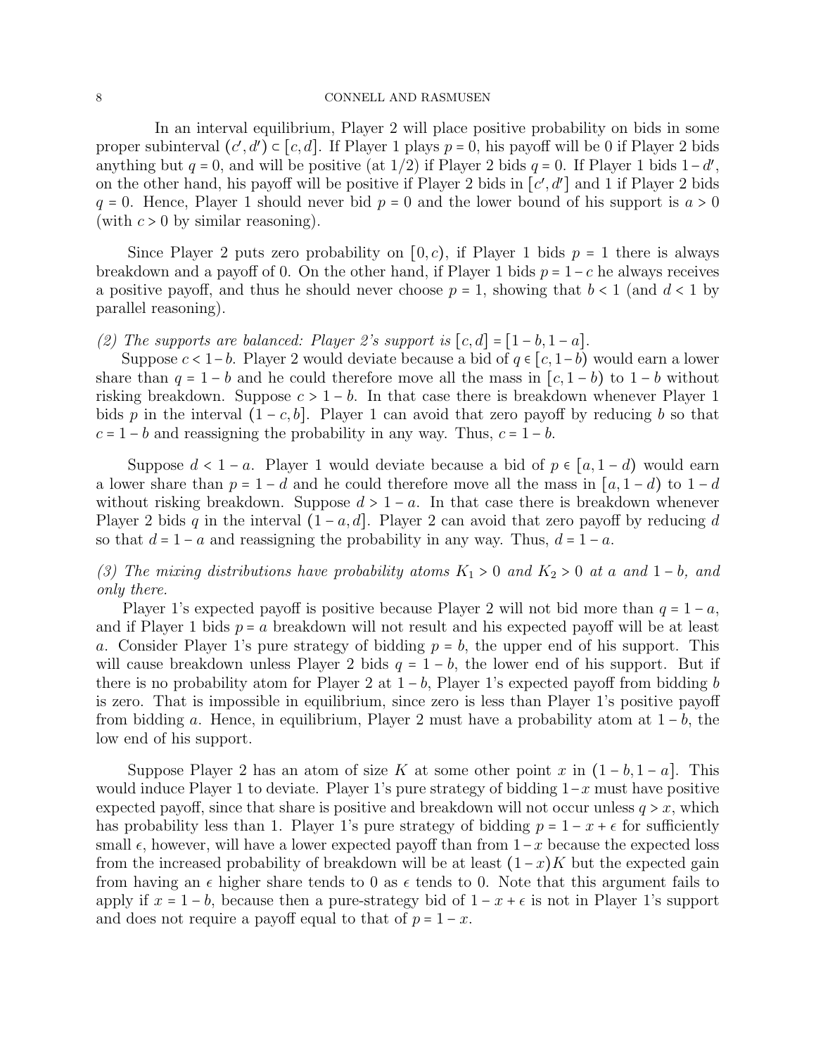In an interval equilibrium, Player 2 will place positive probability on bids in some proper subinterval $(c', d') \subset [c, d]$. If Player 1 plays $p = 0$, his payoff will be 0 if Player 2 bids anything but $q = 0$, and will be positive (at 1/2) if Player 2 bids $q = 0$. If Player 1 bids $1 - d'$, on the other hand, his payoff will be positive if Player 2 bids in $[c', d']$ and 1 if Player 2 bids $q = 0$. Hence, Player 1 should never bid $p = 0$ and the lower bound of his support is $a > 0$ (with $c > 0$ by similar reasoning).

Since Player 2 puts zero probability on $[0, c)$, if Player 1 bids $p = 1$ there is always breakdown and a payoff of 0. On the other hand, if Player 1 bids $p = 1 - c$ he always receives a positive payoff, and thus he should never choose $p = 1$, showing that $b < 1$ (and $d < 1$ by parallel reasoning).

*(2) The supports are balanced: Player 2's support is $[c, d] = [1 - b, 1 - a]$.*

Suppose $c < 1 - b$. Player 2 would deviate because a bid of $q \in [c, 1 - b)$ would earn a lower share than $q = 1 - b$ and he could therefore move all the mass in $[c, 1 - b)$ to $1 - b$ without risking breakdown. Suppose $c > 1 - b$. In that case there is breakdown whenever Player 1 bids $p$ in the interval $(1 - c, b]$. Player 1 can avoid that zero payoff by reducing $b$ so that $c = 1 - b$ and reassigning the probability in any way. Thus, $c = 1 - b$.

Suppose $d < 1 - a$. Player 1 would deviate because a bid of $p \in [a, 1 - d)$ would earn a lower share than $p = 1 - d$ and he could therefore move all the mass in $[a, 1 - d)$ to $1 - d$ without risking breakdown. Suppose $d > 1 - a$. In that case there is breakdown whenever Player 2 bids $q$ in the interval $(1 - a, d]$. Player 2 can avoid that zero payoff by reducing $d$ so that $d = 1 - a$ and reassigning the probability in any way. Thus, $d = 1 - a$.

*(3) The mixing distributions have probability atoms $K_1 > 0$ and $K_2 > 0$ at $a$ and $1 - b$, and only there.*

Player 1's expected payoff is positive because Player 2 will not bid more than $q = 1 - a$, and if Player 1 bids $p = a$ breakdown will not result and his expected payoff will be at least $a$. Consider Player 1's pure strategy of bidding $p = b$, the upper end of his support. This will cause breakdown unless Player 2 bids $q = 1 - b$, the lower end of his support. But if there is no probability atom for Player 2 at $1 - b$, Player 1's expected payoff from bidding $b$ is zero. That is impossible in equilibrium, since zero is less than Player 1's positive payoff from bidding $a$. Hence, in equilibrium, Player 2 must have a probability atom at $1 - b$, the low end of his support.

Suppose Player 2 has an atom of size $K$ at some other point $x$ in $(1 - b, 1 - a]$. This would induce Player 1 to deviate. Player 1's pure strategy of bidding $1 - x$ must have positive expected payoff, since that share is positive and breakdown will not occur unless $q > x$, which has probability less than 1. Player 1's pure strategy of bidding $p = 1 - x + \epsilon$ for sufficiently small $\epsilon$, however, will have a lower expected payoff than from $1 - x$ because the expected loss from the increased probability of breakdown will be at least $(1 - x)K$ but the expected gain from having an $\epsilon$ higher share tends to 0 as $\epsilon$ tends to 0. Note that this argument fails to apply if $x = 1 - b$, because then a pure-strategy bid of $1 - x + \epsilon$ is not in Player 1's support and does not require a payoff equal to that of $p = 1 - x$.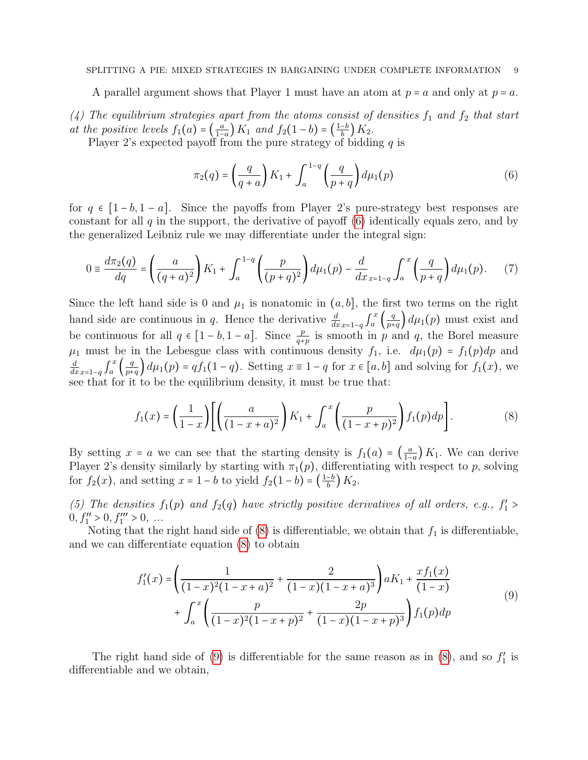A parallel argument shows that Player 1 must have an atom at $p = a$ and only at $p = a$.

*(4) The equilibrium strategies apart from the atoms consist of densities $f_1$ and $f_2$ that start at the positive levels $f_1(a) = \left(\frac{a}{1-a}\right) K_1$ and $f_2(1-b) = \left(\frac{1-b}{b}\right) K_2$.*

Player 2's expected payoff from the pure strategy of bidding $q$ is

$$\pi_2(q) = \left(\frac{q}{q+a}\right) K_1 + \int_a^{1-q} \left(\frac{q}{p+q}\right) d\mu_1(p) \tag{6}$$

for $q \in [1-b, 1-a]$. Since the payoffs from Player 2's pure-strategy best responses are constant for all $q$ in the support, the derivative of payoff (6) identically equals zero, and by the generalized Leibniz rule we may differentiate under the integral sign:

$$0 \equiv \frac{d\pi_2(q)}{dq} = \left(\frac{a}{(q+a)^2}\right) K_1 + \int_a^{1-q} \left(\frac{p}{(p+q)^2}\right) d\mu_1(p) - \frac{d}{dx}_{x=1-q} \int_a^{x} \left(\frac{q}{p+q}\right) d\mu_1(p). \tag{7}$$

Since the left hand side is 0 and $\mu_1$ is nonatomic in $(a, b]$, the first two terms on the right hand side are continuous in $q$. Hence the derivative $\frac{d}{dx}_{x=1-q} \int_a^x \left(\frac{q}{p+q}\right) d\mu_1(p)$ must exist and be continuous for all $q \in [1-b, 1-a]$. Since $\frac{p}{q+p}$ is smooth in $p$ and $q$, the Borel measure $\mu_1$ must be in the Lebesgue class with continuous density $f_1$, i.e. $d\mu_1(p) = f_1(p)dp$ and $\frac{d}{dx}_{x=1-q} \int_a^x \left(\frac{q}{p+q}\right) d\mu_1(p) = q f_1(1-q)$. Setting $x \equiv 1-q$ for $x \in [a, b]$ and solving for $f_1(x)$, we see that for it to be the equilibrium density, it must be true that:

$$f_1(x) = \left(\frac{1}{1-x}\right) \left[ \left(\frac{a}{(1-x+a)^2}\right) K_1 + \int_a^x \left(\frac{p}{(1-x+p)^2}\right) f_1(p) dp \right]. \tag{8}$$

By setting $x = a$ we can see that the starting density is $f_1(a) = \left(\frac{a}{1-a}\right) K_1$. We can derive Player 2's density similarly by starting with $\pi_1(p)$, differentiating with respect to $p$, solving for $f_2(x)$, and setting $x = 1-b$ to yield $f_2(1-b) = \left(\frac{1-b}{b}\right) K_2$.

*(5) The densities $f_1(p)$ and $f_2(q)$ have strictly positive derivatives of all orders, e.g., $f_1' > 0, f_1'' > 0, f_1''' > 0$, ...*

Noting that the right hand side of (8) is differentiable, we obtain that $f_1$ is differentiable, and we can differentiate equation (8) to obtain

$$\begin{aligned} f_1'(x) = &\left( \frac{1}{(1-x)^2(1-x+a)^2} + \frac{2}{(1-x)(1-x+a)^3} \right) a K_1 + \frac{x f_1(x)}{(1-x)} \\ &+ \int_a^x \left( \frac{p}{(1-x)^2(1-x+p)^2} + \frac{2p}{(1-x)(1-x+p)^3} \right) f_1(p) dp \end{aligned} \tag{9}$$

The right hand side of (9) is differentiable for the same reason as in (8), and so $f_1'$ is differentiable and we obtain,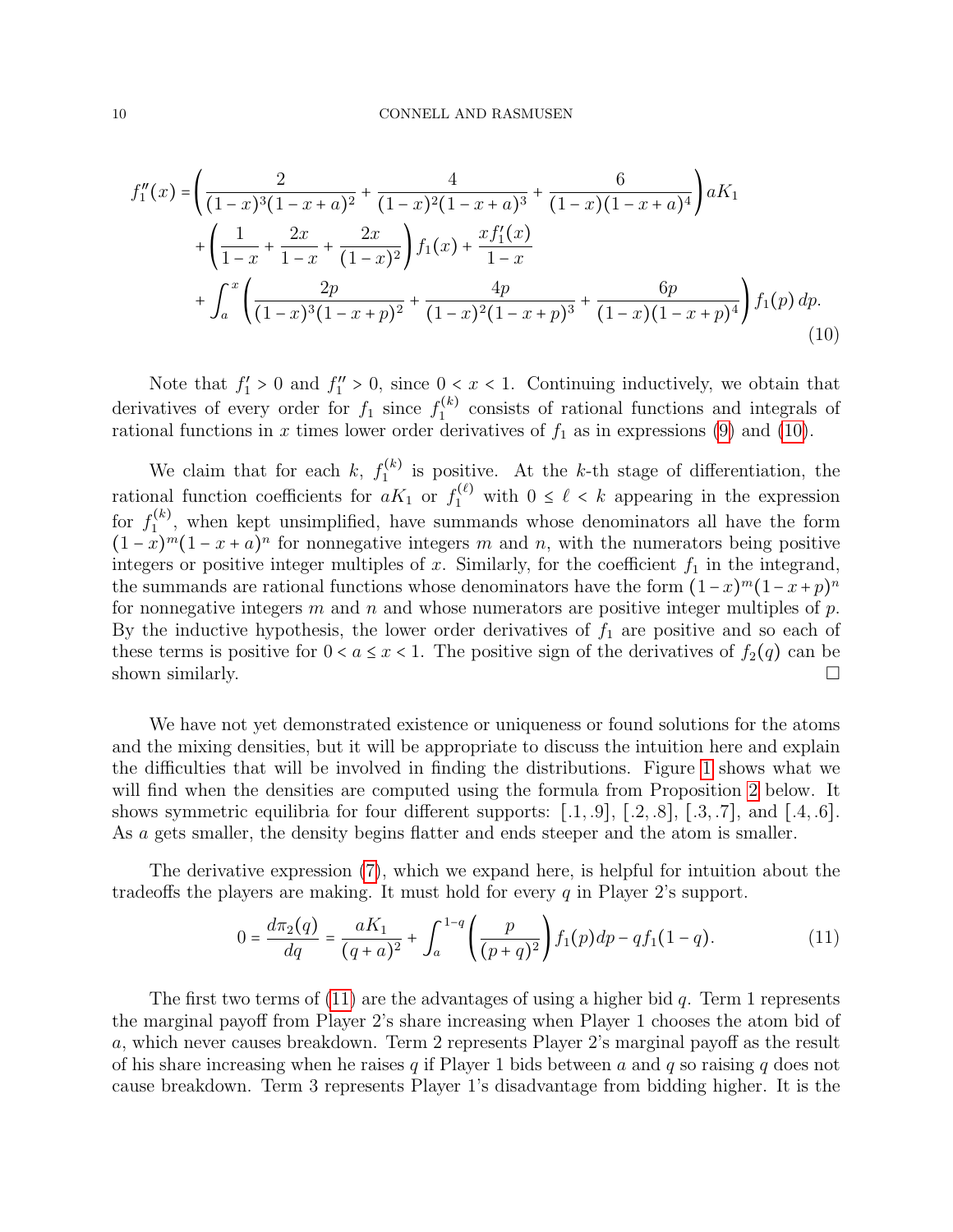$$
\begin{aligned}
f_1''(x) = &\left( \frac{2}{(1-x)^3(1-x+a)^2} + \frac{4}{(1-x)^2(1-x+a)^3} + \frac{6}{(1-x)(1-x+a)^4} \right) aK_1 \\
&+ \left( \frac{1}{1-x} + \frac{2x}{1-x} + \frac{2x}{(1-x)^2} \right) f_1(x) + \frac{x f_1'(x)}{1-x} \\
&+ \int_a^x \left( \frac{2p}{(1-x)^3(1-x+p)^2} + \frac{4p}{(1-x)^2(1-x+p)^3} + \frac{6p}{(1-x)(1-x+p)^4} \right) f_1(p)\, dp.
\end{aligned}
\tag{10}
$$

Note that $f_1' > 0$ and $f_1'' > 0$, since $0 < x < 1$. Continuing inductively, we obtain that derivatives of every order for $f_1$ since $f_1^{(k)}$ consists of rational functions and integrals of rational functions in $x$ times lower order derivatives of $f_1$ as in expressions (9) and (10).

We claim that for each $k$, $f_1^{(k)}$ is positive. At the $k$-th stage of differentiation, the rational function coefficients for $aK_1$ or $f_1^{(\ell)}$ with $0 \le \ell < k$ appearing in the expression for $f_1^{(k)}$, when kept unsimplified, have summands whose denominators all have the form $(1-x)^m(1-x+a)^n$ for nonnegative integers $m$ and $n$, with the numerators being positive integers or positive integer multiples of $x$. Similarly, for the coefficient $f_1$ in the integrand, the summands are rational functions whose denominators have the form $(1-x)^m(1-x+p)^n$ for nonnegative integers $m$ and $n$ and whose numerators are positive integer multiples of $p$. By the inductive hypothesis, the lower order derivatives of $f_1$ are positive and so each of these terms is positive for $0 < a \le x < 1$. The positive sign of the derivatives of $f_2(q)$ can be shown similarly. □

We have not yet demonstrated existence or uniqueness or found solutions for the atoms and the mixing densities, but it will be appropriate to discuss the intuition here and explain the difficulties that will be involved in finding the distributions. Figure 1 shows what we will find when the densities are computed using the formula from Proposition 2 below. It shows symmetric equilibria for four different supports: $[.1, .9]$, $[.2, .8]$, $[.3, .7]$, and $[.4, .6]$. As $a$ gets smaller, the density begins flatter and ends steeper and the atom is smaller.

The derivative expression (7), which we expand here, is helpful for intuition about the tradeoffs the players are making. It must hold for every $q$ in Player 2's support.

$$
0 = \frac{d\pi_2(q)}{dq} = \frac{aK_1}{(q+a)^2} + \int_a^{1-q} \left( \frac{p}{(p+q)^2} \right) f_1(p)dp - q f_1(1-q). \tag{11}
$$

The first two terms of (11) are the advantages of using a higher bid $q$. Term 1 represents the marginal payoff from Player 2's share increasing when Player 1 chooses the atom bid of $a$, which never causes breakdown. Term 2 represents Player 2's marginal payoff as the result of his share increasing when he raises $q$ if Player 1 bids between $a$ and $q$ so raising $q$ does not cause breakdown. Term 3 represents Player 1's disadvantage from bidding higher. It is the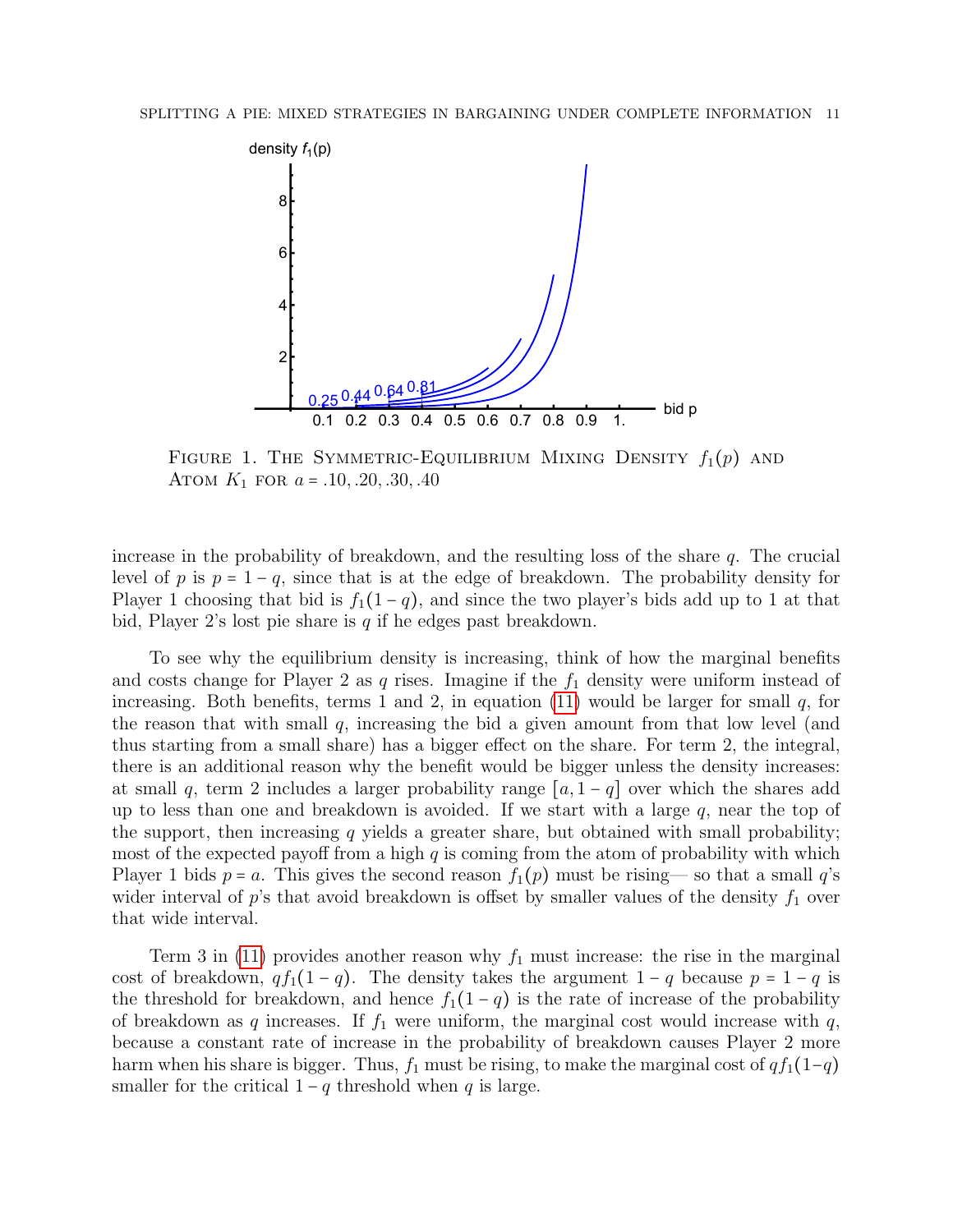FIGURE 1. THE SYMMETRIC-EQUILIBRIUM MIXING DENSITY $f_1(p)$ AND ATOM $K_1$ FOR $a = .10, .20, .30, .40$

increase in the probability of breakdown, and the resulting loss of the share $q$. The crucial level of $p$ is $p = 1 - q$, since that is at the edge of breakdown. The probability density for Player 1 choosing that bid is $f_1(1-q)$, and since the two player's bids add up to 1 at that bid, Player 2's lost pie share is $q$ if he edges past breakdown.

To see why the equilibrium density is increasing, think of how the marginal benefits and costs change for Player 2 as $q$ rises. Imagine if the $f_1$ density were uniform instead of increasing. Both benefits, terms 1 and 2, in equation (11) would be larger for small $q$, for the reason that with small $q$, increasing the bid a given amount from that low level (and thus starting from a small share) has a bigger effect on the share. For term 2, the integral, there is an additional reason why the benefit would be bigger unless the density increases: at small $q$, term 2 includes a larger probability range $[a, 1-q]$ over which the shares add up to less than one and breakdown is avoided. If we start with a large $q$, near the top of the support, then increasing $q$ yields a greater share, but obtained with small probability; most of the expected payoff from a high $q$ is coming from the atom of probability with which Player 1 bids $p = a$. This gives the second reason $f_1(p)$ must be rising— so that a small $q$'s wider interval of $p$'s that avoid breakdown is offset by smaller values of the density $f_1$ over that wide interval.

Term 3 in (11) provides another reason why $f_1$ must increase: the rise in the marginal cost of breakdown, $qf_1(1-q)$. The density takes the argument $1-q$ because $p = 1-q$ is the threshold for breakdown, and hence $f_1(1-q)$ is the rate of increase of the probability of breakdown as $q$ increases. If $f_1$ were uniform, the marginal cost would increase with $q$, because a constant rate of increase in the probability of breakdown causes Player 2 more harm when his share is bigger. Thus, $f_1$ must be rising, to make the marginal cost of $qf_1(1-q)$ smaller for the critical $1-q$ threshold when $q$ is large.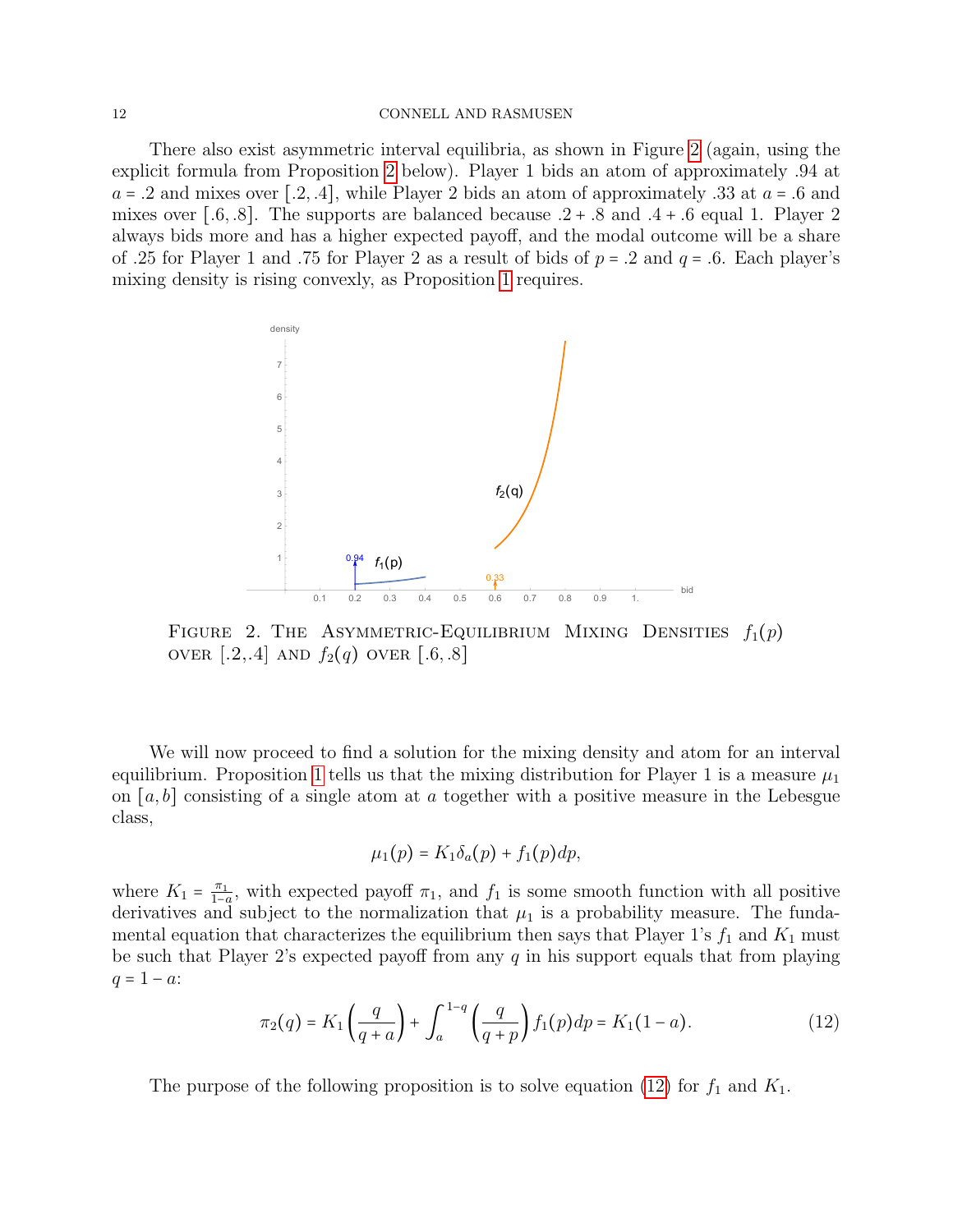There also exist asymmetric interval equilibria, as shown in Figure 2 (again, using the explicit formula from Proposition 2 below). Player 1 bids an atom of approximately .94 at $a = .2$ and mixes over $[.2, .4]$, while Player 2 bids an atom of approximately .33 at $a = .6$ and mixes over $[.6, .8]$. The supports are balanced because $.2 + .8$ and $.4 + .6$ equal 1. Player 2 always bids more and has a higher expected payoff, and the modal outcome will be a share of .25 for Player 1 and .75 for Player 2 as a result of bids of $p = .2$ and $q = .6$. Each player's mixing density is rising convexly, as Proposition 1 requires.

FIGURE 2. THE ASYMMETRIC-EQUILIBRIUM MIXING DENSITIES $f_1(p)$ OVER $[.2,.4]$ AND $f_2(q)$ OVER $[.6, .8]$

We will now proceed to find a solution for the mixing density and atom for an interval equilibrium. Proposition 1 tells us that the mixing distribution for Player 1 is a measure $\mu_1$ on $[a, b]$ consisting of a single atom at $a$ together with a positive measure in the Lebesgue class,

$$\mu_1(p) = K_1 \delta_a(p) + f_1(p)dp,$$

where $K_1 = \frac{\pi_1}{1-a}$, with expected payoff $\pi_1$, and $f_1$ is some smooth function with all positive derivatives and subject to the normalization that $\mu_1$ is a probability measure. The fundamental equation that characterizes the equilibrium then says that Player 1's $f_1$ and $K_1$ must be such that Player 2's expected payoff from any $q$ in his support equals that from playing $q = 1 - a$:

$$\pi_2(q) = K_1 \left( \frac{q}{q+a} \right) + \int_a^{1-q} \left( \frac{q}{q+p} \right) f_1(p)dp = K_1(1-a). \tag{12}$$

The purpose of the following proposition is to solve equation (12) for $f_1$ and $K_1$.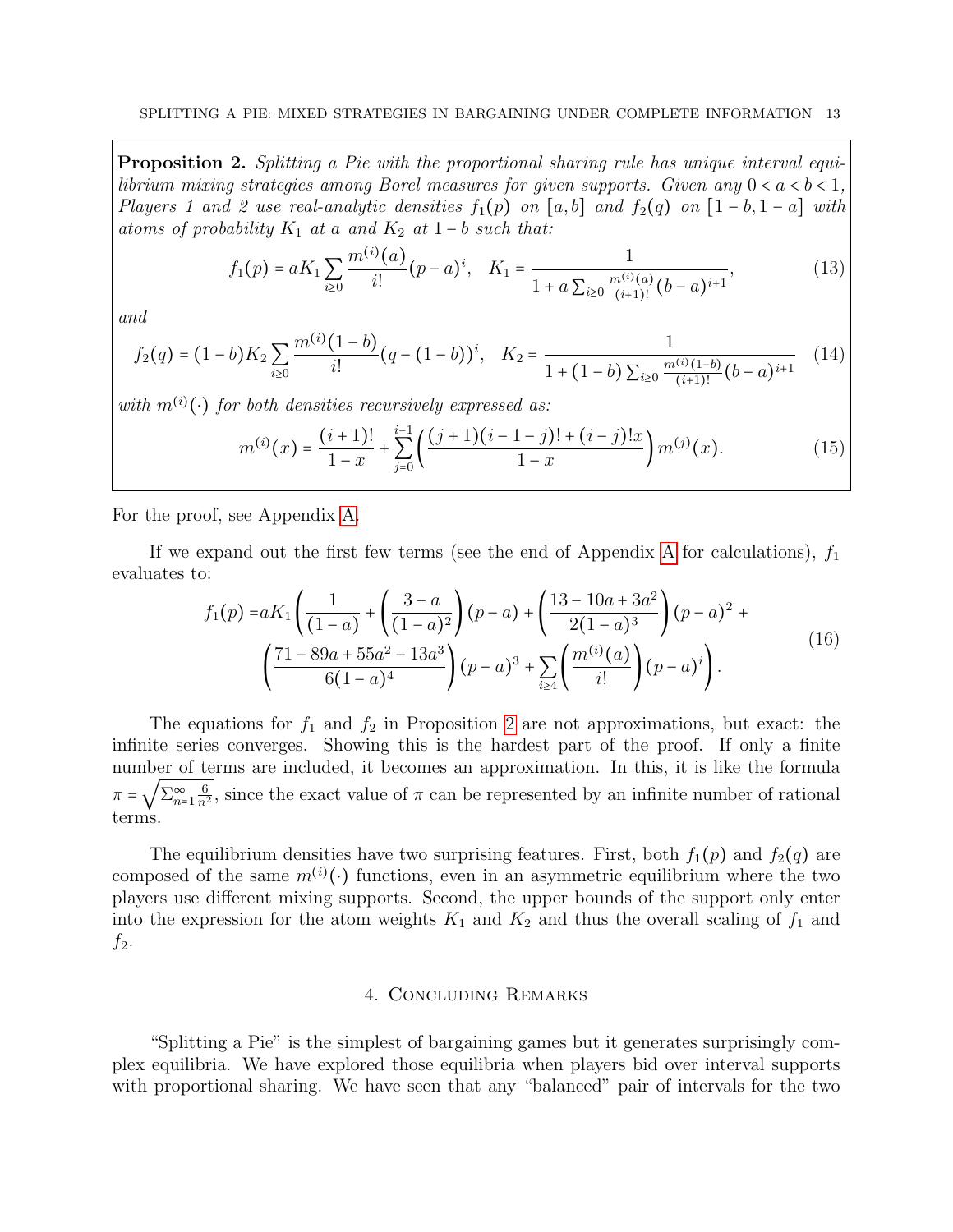**Proposition 2.** *Splitting a Pie with the proportional sharing rule has unique interval equilibrium mixing strategies among Borel measures for given supports. Given any $0 < a < b < 1$, Players 1 and 2 use real-analytic densities $f_1(p)$ on $[a, b]$ and $f_2(q)$ on $[1-b, 1-a]$ with atoms of probability $K_1$ at $a$ and $K_2$ at $1-b$ such that:*

$$f_1(p) = aK_1 \sum_{i \geq 0} \frac{m^{(i)}(a)}{i!}(p-a)^i, \quad K_1 = \frac{1}{1 + a\sum_{i\geq 0} \frac{m^{(i)}(a)}{(i+1)!}(b-a)^{i+1}}, \tag{13}$$

*and*

$$f_2(q) = (1-b)K_2 \sum_{i\geq 0} \frac{m^{(i)}(1-b)}{i!}(q-(1-b))^i, \quad K_2 = \frac{1}{1 + (1-b)\sum_{i\geq 0} \frac{m^{(i)}(1-b)}{(i+1)!}(b-a)^{i+1}} \tag{14}$$

*with $m^{(i)}(\cdot)$ for both densities recursively expressed as:*

$$m^{(i)}(x) = \frac{(i+1)!}{1-x} + \sum_{j=0}^{i-1} \left( \frac{(j+1)(i-1-j)! + (i-j)!x}{1-x} \right) m^{(j)}(x). \tag{15}$$

For the proof, see Appendix A.

If we expand out the first few terms (see the end of Appendix A for calculations), $f_1$ evaluates to:

$$\begin{aligned} f_1(p) = aK_1 \Bigg( &\frac{1}{(1-a)} + \left(\frac{3-a}{(1-a)^2}\right)(p-a) + \left(\frac{13-10a+3a^2}{2(1-a)^3}\right)(p-a)^2 + \\ &\left(\frac{71-89a+55a^2-13a^3}{6(1-a)^4}\right)(p-a)^3 + \sum_{i\geq 4}\left(\frac{m^{(i)}(a)}{i!}\right)(p-a)^i \Bigg). \end{aligned} \tag{16}$$

The equations for $f_1$ and $f_2$ in Proposition 2 are not approximations, but exact: the infinite series converges. Showing this is the hardest part of the proof. If only a finite number of terms are included, it becomes an approximation. In this, it is like the formula $\pi = \sqrt{\sum_{n=1}^{\infty} \frac{6}{n^2}}$, since the exact value of $\pi$ can be represented by an infinite number of rational terms.

The equilibrium densities have two surprising features. First, both $f_1(p)$ and $f_2(q)$ are composed of the same $m^{(i)}(\cdot)$ functions, even in an asymmetric equilibrium where the two players use different mixing supports. Second, the upper bounds of the support only enter into the expression for the atom weights $K_1$ and $K_2$ and thus the overall scaling of $f_1$ and $f_2$.

## 4. Concluding Remarks

"Splitting a Pie" is the simplest of bargaining games but it generates surprisingly complex equilibria. We have explored those equilibria when players bid over interval supports with proportional sharing. We have seen that any "balanced" pair of intervals for the two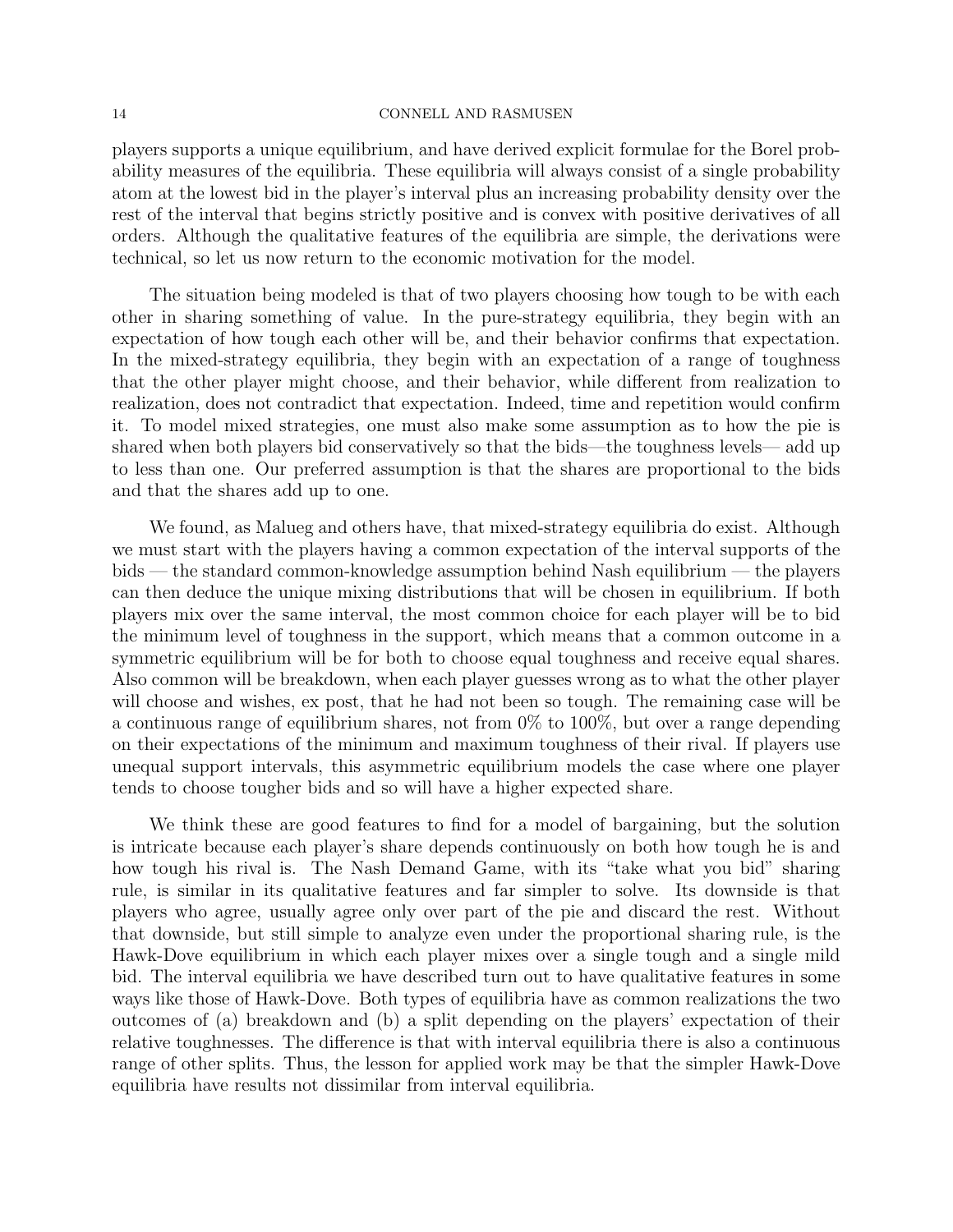players supports a unique equilibrium, and have derived explicit formulae for the Borel probability measures of the equilibria. These equilibria will always consist of a single probability atom at the lowest bid in the player's interval plus an increasing probability density over the rest of the interval that begins strictly positive and is convex with positive derivatives of all orders. Although the qualitative features of the equilibria are simple, the derivations were technical, so let us now return to the economic motivation for the model.

The situation being modeled is that of two players choosing how tough to be with each other in sharing something of value. In the pure-strategy equilibria, they begin with an expectation of how tough each other will be, and their behavior confirms that expectation. In the mixed-strategy equilibria, they begin with an expectation of a range of toughness that the other player might choose, and their behavior, while different from realization to realization, does not contradict that expectation. Indeed, time and repetition would confirm it. To model mixed strategies, one must also make some assumption as to how the pie is shared when both players bid conservatively so that the bids—the toughness levels— add up to less than one. Our preferred assumption is that the shares are proportional to the bids and that the shares add up to one.

We found, as Malueg and others have, that mixed-strategy equilibria do exist. Although we must start with the players having a common expectation of the interval supports of the bids — the standard common-knowledge assumption behind Nash equilibrium — the players can then deduce the unique mixing distributions that will be chosen in equilibrium. If both players mix over the same interval, the most common choice for each player will be to bid the minimum level of toughness in the support, which means that a common outcome in a symmetric equilibrium will be for both to choose equal toughness and receive equal shares. Also common will be breakdown, when each player guesses wrong as to what the other player will choose and wishes, ex post, that he had not been so tough. The remaining case will be a continuous range of equilibrium shares, not from 0% to 100%, but over a range depending on their expectations of the minimum and maximum toughness of their rival. If players use unequal support intervals, this asymmetric equilibrium models the case where one player tends to choose tougher bids and so will have a higher expected share.

We think these are good features to find for a model of bargaining, but the solution is intricate because each player's share depends continuously on both how tough he is and how tough his rival is. The Nash Demand Game, with its "take what you bid" sharing rule, is similar in its qualitative features and far simpler to solve. Its downside is that players who agree, usually agree only over part of the pie and discard the rest. Without that downside, but still simple to analyze even under the proportional sharing rule, is the Hawk-Dove equilibrium in which each player mixes over a single tough and a single mild bid. The interval equilibria we have described turn out to have qualitative features in some ways like those of Hawk-Dove. Both types of equilibria have as common realizations the two outcomes of (a) breakdown and (b) a split depending on the players' expectation of their relative toughnesses. The difference is that with interval equilibria there is also a continuous range of other splits. Thus, the lesson for applied work may be that the simpler Hawk-Dove equilibria have results not dissimilar from interval equilibria.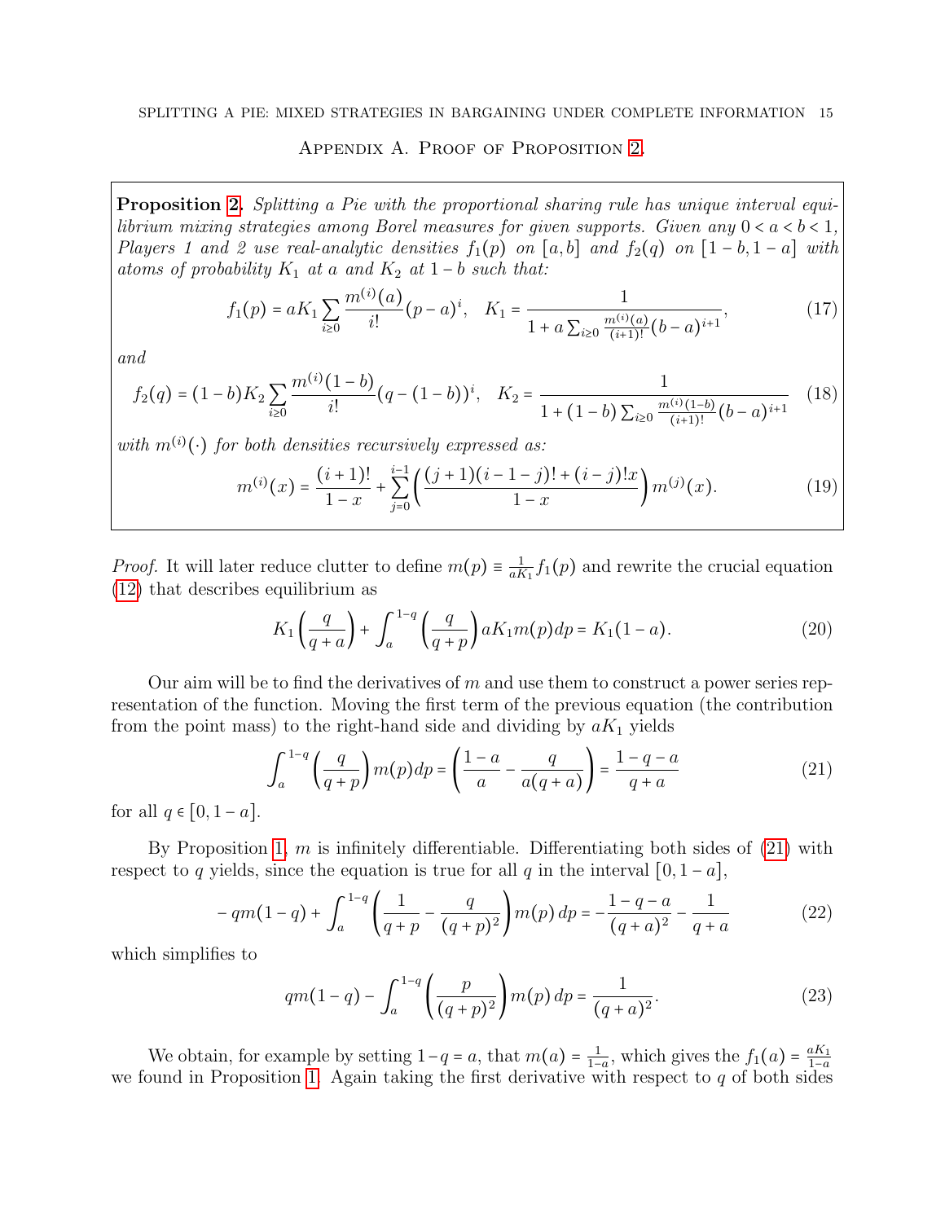## Appendix A. Proof of Proposition 2.

**Proposition 2.** *Splitting a Pie with the proportional sharing rule has unique interval equilibrium mixing strategies among Borel measures for given supports. Given any $0 < a < b < 1$, Players 1 and 2 use real-analytic densities $f_1(p)$ on $[a, b]$ and $f_2(q)$ on $[1-b, 1-a]$ with atoms of probability $K_1$ at $a$ and $K_2$ at $1-b$ such that:*

$$f_1(p) = aK_1 \sum_{i \geq 0} \frac{m^{(i)}(a)}{i!}(p-a)^i, \quad K_1 = \frac{1}{1 + a\sum_{i\geq 0} \frac{m^{(i)}(a)}{(i+1)!}(b-a)^{i+1}}, \tag{17}$$

*and*

$$f_2(q) = (1-b)K_2 \sum_{i \geq 0} \frac{m^{(i)}(1-b)}{i!}(q-(1-b))^i, \quad K_2 = \frac{1}{1 + (1-b)\sum_{i\geq 0} \frac{m^{(i)}(1-b)}{(i+1)!}(b-a)^{i+1}} \tag{18}$$

*with $m^{(i)}(\cdot)$ for both densities recursively expressed as:*

$$m^{(i)}(x) = \frac{(i+1)!}{1-x} + \sum_{j=0}^{i-1}\left(\frac{(j+1)(i-1-j)! + (i-j)!x}{1-x}\right)m^{(j)}(x). \tag{19}$$

*Proof.* It will later reduce clutter to define $m(p) \equiv \frac{1}{aK_1}f_1(p)$ and rewrite the crucial equation (12) that describes equilibrium as

$$K_1\left(\frac{q}{q+a}\right) + \int_a^{1-q}\left(\frac{q}{q+p}\right)aK_1 m(p)dp = K_1(1-a). \tag{20}$$

Our aim will be to find the derivatives of $m$ and use them to construct a power series representation of the function. Moving the first term of the previous equation (the contribution from the point mass) to the right-hand side and dividing by $aK_1$ yields

$$\int_a^{1-q}\left(\frac{q}{q+p}\right)m(p)dp = \left(\frac{1-a}{a} - \frac{q}{a(q+a)}\right) = \frac{1-q-a}{q+a} \tag{21}$$

for all $q \in [0, 1-a]$.

By Proposition 1, $m$ is infinitely differentiable. Differentiating both sides of (21) with respect to $q$ yields, since the equation is true for all $q$ in the interval $[0, 1-a]$,

$$-qm(1-q) + \int_a^{1-q}\left(\frac{1}{q+p} - \frac{q}{(q+p)^2}\right)m(p)\,dp = -\frac{1-q-a}{(q+a)^2} - \frac{1}{q+a} \tag{22}$$

which simplifies to

$$qm(1-q) - \int_a^{1-q}\left(\frac{p}{(q+p)^2}\right)m(p)\,dp = \frac{1}{(q+a)^2}. \tag{23}$$

We obtain, for example by setting $1-q = a$, that $m(a) = \frac{1}{1-a}$, which gives the $f_1(a) = \frac{aK_1}{1-a}$ we found in Proposition 1. Again taking the first derivative with respect to $q$ of both sides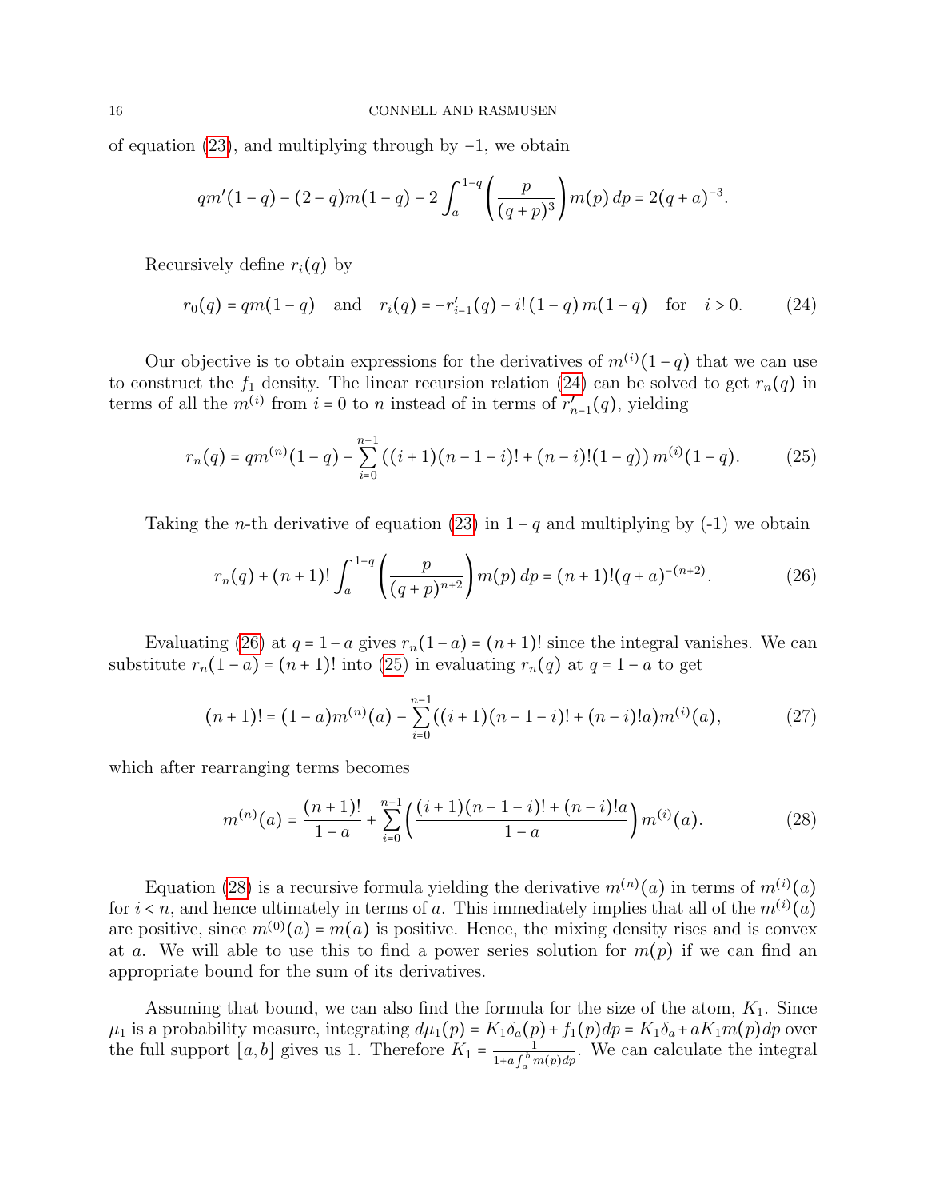of equation (23), and multiplying through by −1, we obtain

$$qm'(1-q) - (2-q)m(1-q) - 2\int_a^{1-q}\left(\frac{p}{(q+p)^3}\right)m(p)\,dp = 2(q+a)^{-3}.$$

Recursively define $r_i(q)$ by

$$r_0(q) = qm(1-q) \quad \text{and} \quad r_i(q) = -r'_{i-1}(q) - i!\,(1-q)\,m(1-q) \quad \text{for} \quad i > 0. \tag{24}$$

Our objective is to obtain expressions for the derivatives of $m^{(i)}(1-q)$ that we can use to construct the $f_1$ density. The linear recursion relation (24) can be solved to get $r_n(q)$ in terms of all the $m^{(i)}$ from $i = 0$ to $n$ instead of in terms of $r'_{n-1}(q)$, yielding

$$r_n(q) = qm^{(n)}(1-q) - \sum_{i=0}^{n-1}\left((i+1)(n-1-i)! + (n-i)!(1-q)\right)m^{(i)}(1-q). \tag{25}$$

Taking the $n$-th derivative of equation (23) in $1-q$ and multiplying by (-1) we obtain

$$r_n(q) + (n+1)!\int_a^{1-q}\left(\frac{p}{(q+p)^{n+2}}\right)m(p)\,dp = (n+1)!(q+a)^{-(n+2)}. \tag{26}$$

Evaluating (26) at $q = 1-a$ gives $r_n(1-a) = (n+1)!$ since the integral vanishes. We can substitute $r_n(1-a) = (n+1)!$ into (25) in evaluating $r_n(q)$ at $q = 1-a$ to get

$$(n+1)! = (1-a)m^{(n)}(a) - \sum_{i=0}^{n-1}((i+1)(n-1-i)! + (n-i)!a)m^{(i)}(a), \tag{27}$$

which after rearranging terms becomes

$$m^{(n)}(a) = \frac{(n+1)!}{1-a} + \sum_{i=0}^{n-1}\left(\frac{(i+1)(n-1-i)! + (n-i)!a}{1-a}\right)m^{(i)}(a). \tag{28}$$

Equation (28) is a recursive formula yielding the derivative $m^{(n)}(a)$ in terms of $m^{(i)}(a)$ for $i < n$, and hence ultimately in terms of $a$. This immediately implies that all of the $m^{(i)}(a)$ are positive, since $m^{(0)}(a) = m(a)$ is positive. Hence, the mixing density rises and is convex at $a$. We will able to use this to find a power series solution for $m(p)$ if we can find an appropriate bound for the sum of its derivatives.

Assuming that bound, we can also find the formula for the size of the atom, $K_1$. Since $\mu_1$ is a probability measure, integrating $d\mu_1(p) = K_1\delta_a(p) + f_1(p)dp = K_1\delta_a + aK_1m(p)dp$ over the full support $[a, b]$ gives us 1. Therefore $K_1 = \frac{1}{1+a\int_a^b m(p)dp}$. We can calculate the integral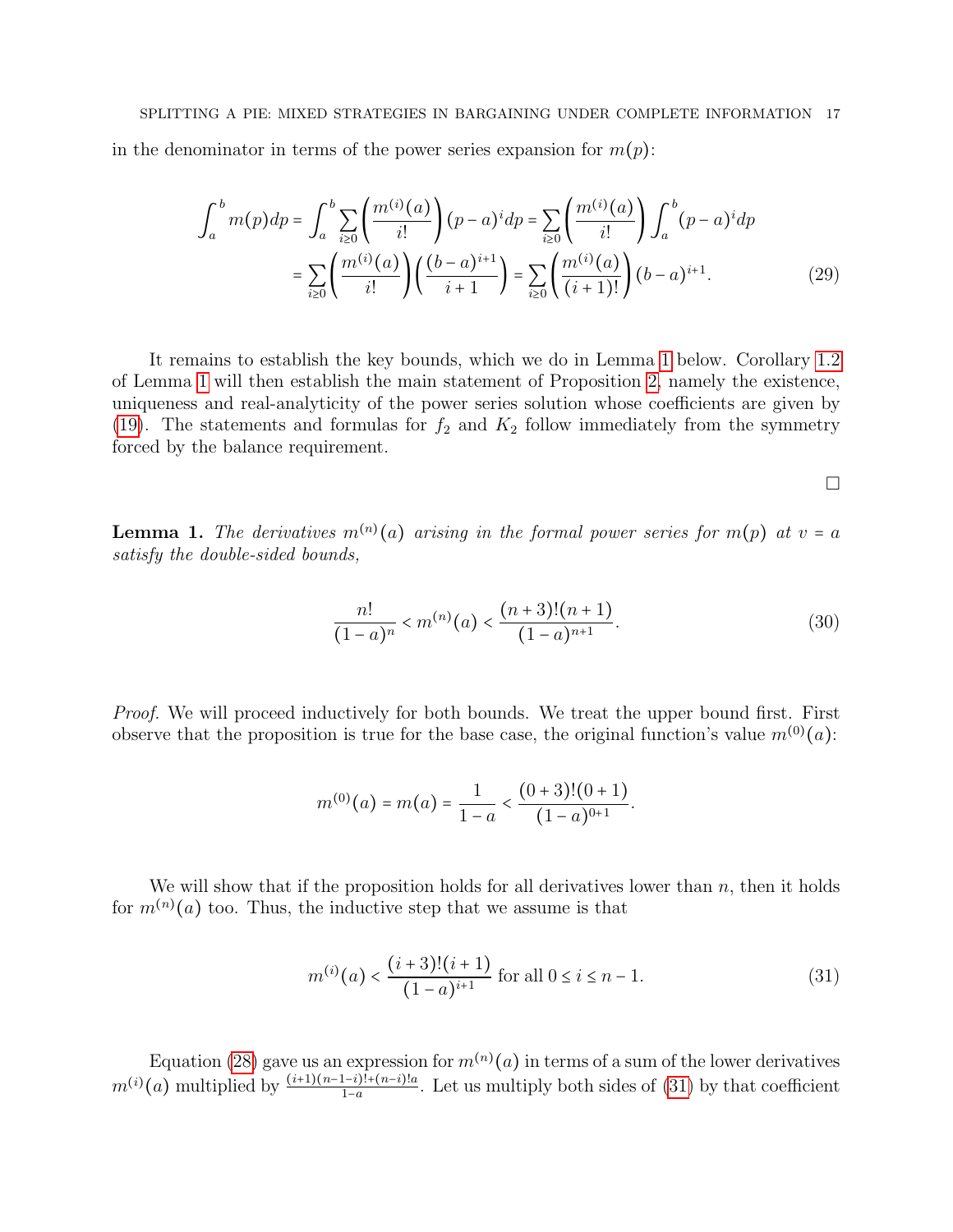in the denominator in terms of the power series expansion for $m(p)$:

$$\int_a^b m(p)dp = \int_a^b \sum_{i\geq 0} \left( \frac{m^{(i)}(a)}{i!} \right) (p-a)^i dp = \sum_{i\geq 0} \left( \frac{m^{(i)}(a)}{i!} \right) \int_a^b (p-a)^i dp$$
$$= \sum_{i\geq 0} \left( \frac{m^{(i)}(a)}{i!} \right) \left( \frac{(b-a)^{i+1}}{i+1} \right) = \sum_{i\geq 0} \left( \frac{m^{(i)}(a)}{(i+1)!} \right) (b-a)^{i+1}. \tag{29}$$

It remains to establish the key bounds, which we do in Lemma 1 below. Corollary 1.2 of Lemma 1 will then establish the main statement of Proposition 2, namely the existence, uniqueness and real-analyticity of the power series solution whose coefficients are given by (19). The statements and formulas for $f_2$ and $K_2$ follow immediately from the symmetry forced by the balance requirement.

□

**Lemma 1.** *The derivatives $m^{(n)}(a)$ arising in the formal power series for $m(p)$ at $v = a$ satisfy the double-sided bounds,*

$$\frac{n!}{(1-a)^n} < m^{(n)}(a) < \frac{(n+3)!(n+1)}{(1-a)^{n+1}}. \tag{30}$$

*Proof.* We will proceed inductively for both bounds. We treat the upper bound first. First observe that the proposition is true for the base case, the original function's value $m^{(0)}(a)$:

$$m^{(0)}(a) = m(a) = \frac{1}{1-a} < \frac{(0+3)!(0+1)}{(1-a)^{0+1}}.$$

We will show that if the proposition holds for all derivatives lower than $n$, then it holds for $m^{(n)}(a)$ too. Thus, the inductive step that we assume is that

$$m^{(i)}(a) < \frac{(i+3)!(i+1)}{(1-a)^{i+1}} \text{ for all } 0 \leq i \leq n-1. \tag{31}$$

Equation (28) gave us an expression for $m^{(n)}(a)$ in terms of a sum of the lower derivatives $m^{(i)}(a)$ multiplied by $\frac{(i+1)(n-1-i)!+(n-i)!a}{1-a}$. Let us multiply both sides of (31) by that coefficient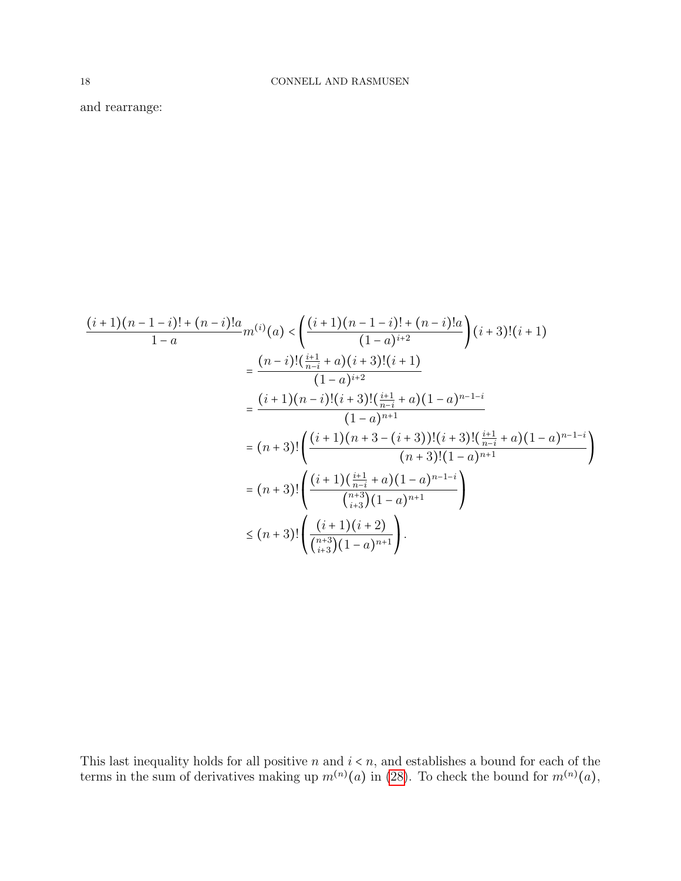and rearrange:

$$
\begin{aligned}
\frac{(i+1)(n-1-i)! + (n-i)!a}{1-a} m^{(i)}(a) &< \left( \frac{(i+1)(n-1-i)! + (n-i)!a}{(1-a)^{i+2}} \right) (i+3)!(i+1) \\
&= \frac{(n-i)!(\frac{i+1}{n-i} + a)(i+3)!(i+1)}{(1-a)^{i+2}} \\
&= \frac{(i+1)(n-i)!(i+3)!(\frac{i+1}{n-i} + a)(1-a)^{n-1-i}}{(1-a)^{n+1}} \\
&= (n+3)! \left( \frac{(i+1)(n+3-(i+3))!(i+3)!(\frac{i+1}{n-i} + a)(1-a)^{n-1-i}}{(n+3)!(1-a)^{n+1}} \right) \\
&= (n+3)! \left( \frac{(i+1)(\frac{i+1}{n-i} + a)(1-a)^{n-1-i}}{\binom{n+3}{i+3}(1-a)^{n+1}} \right) \\
&\le (n+3)! \left( \frac{(i+1)(i+2)}{\binom{n+3}{i+3}(1-a)^{n+1}} \right).
\end{aligned}
$$

This last inequality holds for all positive $n$ and $i < n$, and establishes a bound for each of the terms in the sum of derivatives making up $m^{(n)}(a)$ in (28). To check the bound for $m^{(n)}(a)$,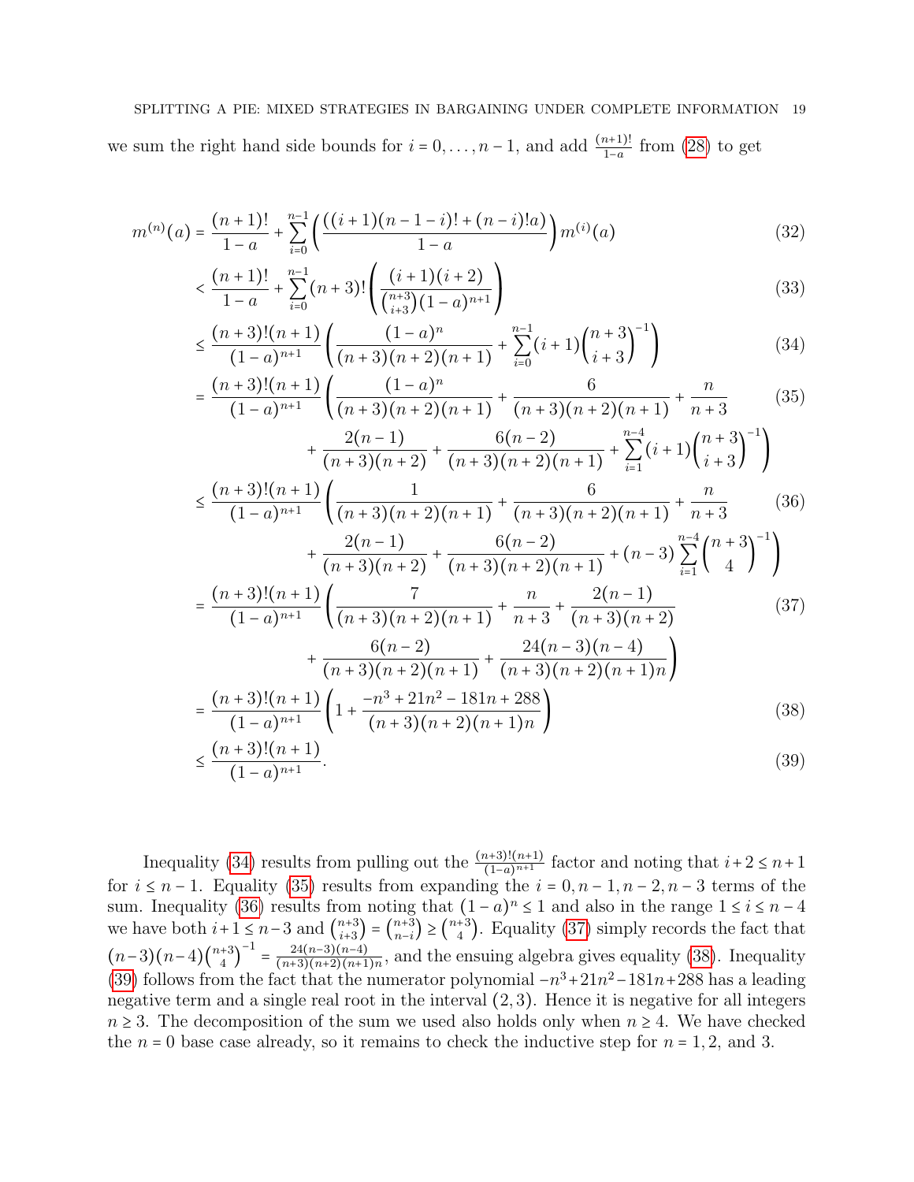we sum the right hand side bounds for $i = 0, \dots, n-1$, and add $\frac{(n+1)!}{1-a}$ from (28) to get

$$
\begin{aligned}
m^{(n)}(a) &= \frac{(n+1)!}{1-a} + \sum_{i=0}^{n-1} \left( \frac{((i+1)(n-1-i)! + (n-i)!a)}{1-a} \right) m^{(i)}(a) &(32)\\
&< \frac{(n+1)!}{1-a} + \sum_{i=0}^{n-1} (n+3)! \left( \frac{(i+1)(i+2)}{\binom{n+3}{i+3}(1-a)^{n+1}} \right) &(33)\\
&\leq \frac{(n+3)!(n+1)}{(1-a)^{n+1}} \left( \frac{(1-a)^n}{(n+3)(n+2)(n+1)} + \sum_{i=0}^{n-1} (i+1) \binom{n+3}{i+3}^{-1} \right) &(34)\\
&= \frac{(n+3)!(n+1)}{(1-a)^{n+1}} \left( \frac{(1-a)^n}{(n+3)(n+2)(n+1)} + \frac{6}{(n+3)(n+2)(n+1)} + \frac{n}{n+3} \right. &(35)\\
&\qquad \left. + \frac{2(n-1)}{(n+3)(n+2)} + \frac{6(n-2)}{(n+3)(n+2)(n+1)} + \sum_{i=1}^{n-4} (i+1) \binom{n+3}{i+3}^{-1} \right) \\
&\leq \frac{(n+3)!(n+1)}{(1-a)^{n+1}} \left( \frac{1}{(n+3)(n+2)(n+1)} + \frac{6}{(n+3)(n+2)(n+1)} + \frac{n}{n+3} \right. &(36)\\
&\qquad \left. + \frac{2(n-1)}{(n+3)(n+2)} + \frac{6(n-2)}{(n+3)(n+2)(n+1)} + (n-3) \sum_{i=1}^{n-4} \binom{n+3}{4}^{-1} \right) \\
&= \frac{(n+3)!(n+1)}{(1-a)^{n+1}} \left( \frac{7}{(n+3)(n+2)(n+1)} + \frac{n}{n+3} + \frac{2(n-1)}{(n+3)(n+2)} \right. &(37)\\
&\qquad \left. + \frac{6(n-2)}{(n+3)(n+2)(n+1)} + \frac{24(n-3)(n-4)}{(n+3)(n+2)(n+1)n} \right) \\
&= \frac{(n+3)!(n+1)}{(1-a)^{n+1}} \left( 1 + \frac{-n^3 + 21n^2 - 181n + 288}{(n+3)(n+2)(n+1)n} \right) &(38)\\
&\leq \frac{(n+3)!(n+1)}{(1-a)^{n+1}}. &(39)
\end{aligned}
$$

Inequality (34) results from pulling out the $\frac{(n+3)!(n+1)}{(1-a)^{n+1}}$ factor and noting that $i+2 \leq n+1$ for $i \leq n-1$. Equality (35) results from expanding the $i = 0, n-1, n-2, n-3$ terms of the sum. Inequality (36) results from noting that $(1-a)^n \leq 1$ and also in the range $1 \leq i \leq n-4$ we have both $i+1 \leq n-3$ and $\binom{n+3}{i+3} = \binom{n+3}{n-i} \geq \binom{n+3}{4}$. Equality (37) simply records the fact that $(n-3)(n-4)\binom{n+3}{4}^{-1} = \frac{24(n-3)(n-4)}{(n+3)(n+2)(n+1)n}$, and the ensuing algebra gives equality (38). Inequality (39) follows from the fact that the numerator polynomial $-n^3 + 21n^2 - 181n + 288$ has a leading negative term and a single real root in the interval $(2, 3)$. Hence it is negative for all integers $n \geq 3$. The decomposition of the sum we used also holds only when $n \geq 4$. We have checked the $n = 0$ base case already, so it remains to check the inductive step for $n = 1, 2$, and $3$.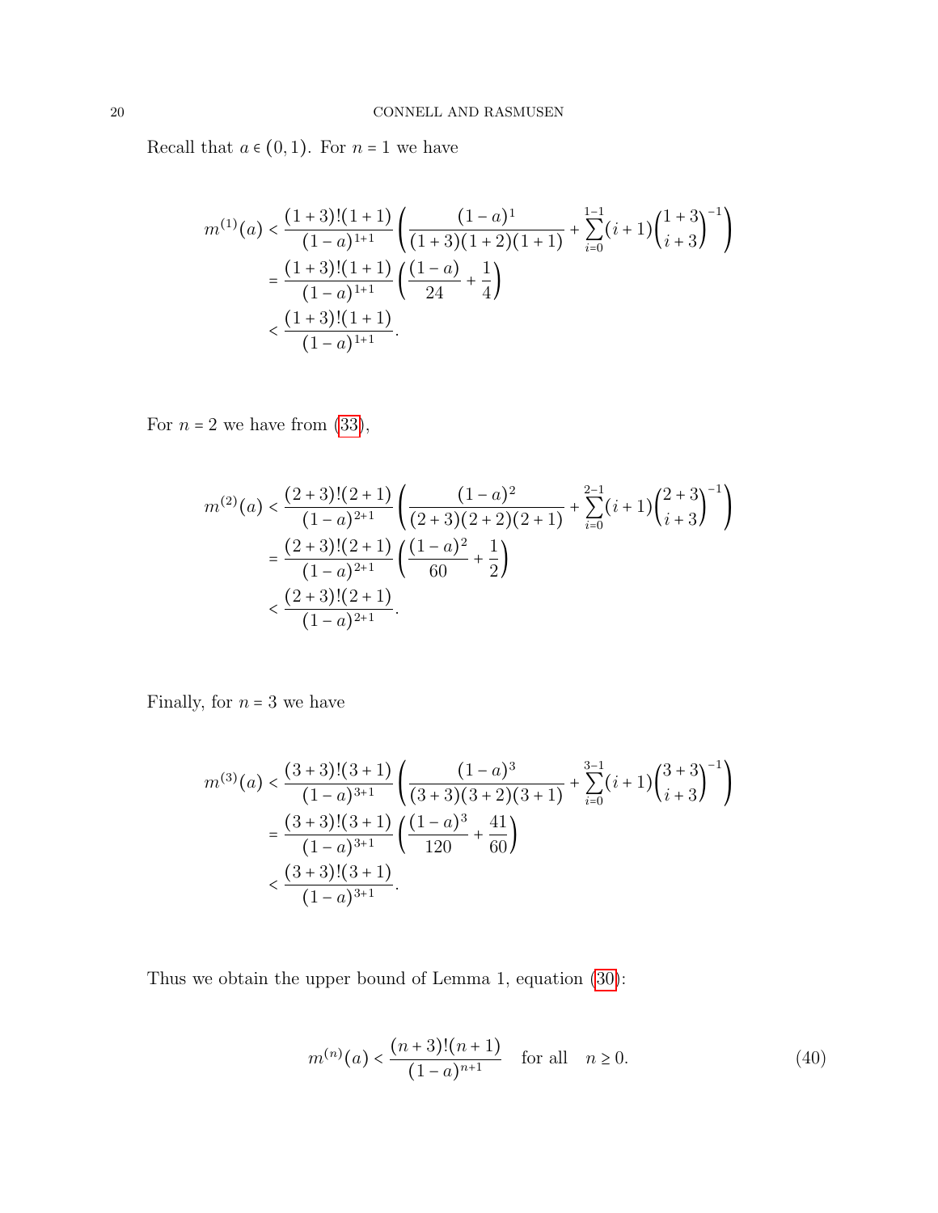Recall that $a \in (0,1)$. For $n = 1$ we have

$$
\begin{aligned}
m^{(1)}(a) &< \frac{(1+3)!(1+1)}{(1-a)^{1+1}} \left( \frac{(1-a)^1}{(1+3)(1+2)(1+1)} + \sum_{i=0}^{1-1} (i+1) \binom{1+3}{i+3}^{-1} \right) \\
&= \frac{(1+3)!(1+1)}{(1-a)^{1+1}} \left( \frac{(1-a)}{24} + \frac{1}{4} \right) \\
&< \frac{(1+3)!(1+1)}{(1-a)^{1+1}}.
\end{aligned}
$$

For $n = 2$ we have from (33),

$$
\begin{aligned}
m^{(2)}(a) &< \frac{(2+3)!(2+1)}{(1-a)^{2+1}} \left( \frac{(1-a)^2}{(2+3)(2+2)(2+1)} + \sum_{i=0}^{2-1} (i+1) \binom{2+3}{i+3}^{-1} \right) \\
&= \frac{(2+3)!(2+1)}{(1-a)^{2+1}} \left( \frac{(1-a)^2}{60} + \frac{1}{2} \right) \\
&< \frac{(2+3)!(2+1)}{(1-a)^{2+1}}.
\end{aligned}
$$

Finally, for $n = 3$ we have

$$
\begin{aligned}
m^{(3)}(a) &< \frac{(3+3)!(3+1)}{(1-a)^{3+1}} \left( \frac{(1-a)^3}{(3+3)(3+2)(3+1)} + \sum_{i=0}^{3-1} (i+1) \binom{3+3}{i+3}^{-1} \right) \\
&= \frac{(3+3)!(3+1)}{(1-a)^{3+1}} \left( \frac{(1-a)^3}{120} + \frac{41}{60} \right) \\
&< \frac{(3+3)!(3+1)}{(1-a)^{3+1}}.
\end{aligned}
$$

Thus we obtain the upper bound of Lemma 1, equation (30):

$$
m^{(n)}(a) < \frac{(n+3)!(n+1)}{(1-a)^{n+1}} \quad \text{for all} \quad n \geq 0. \tag{40}
$$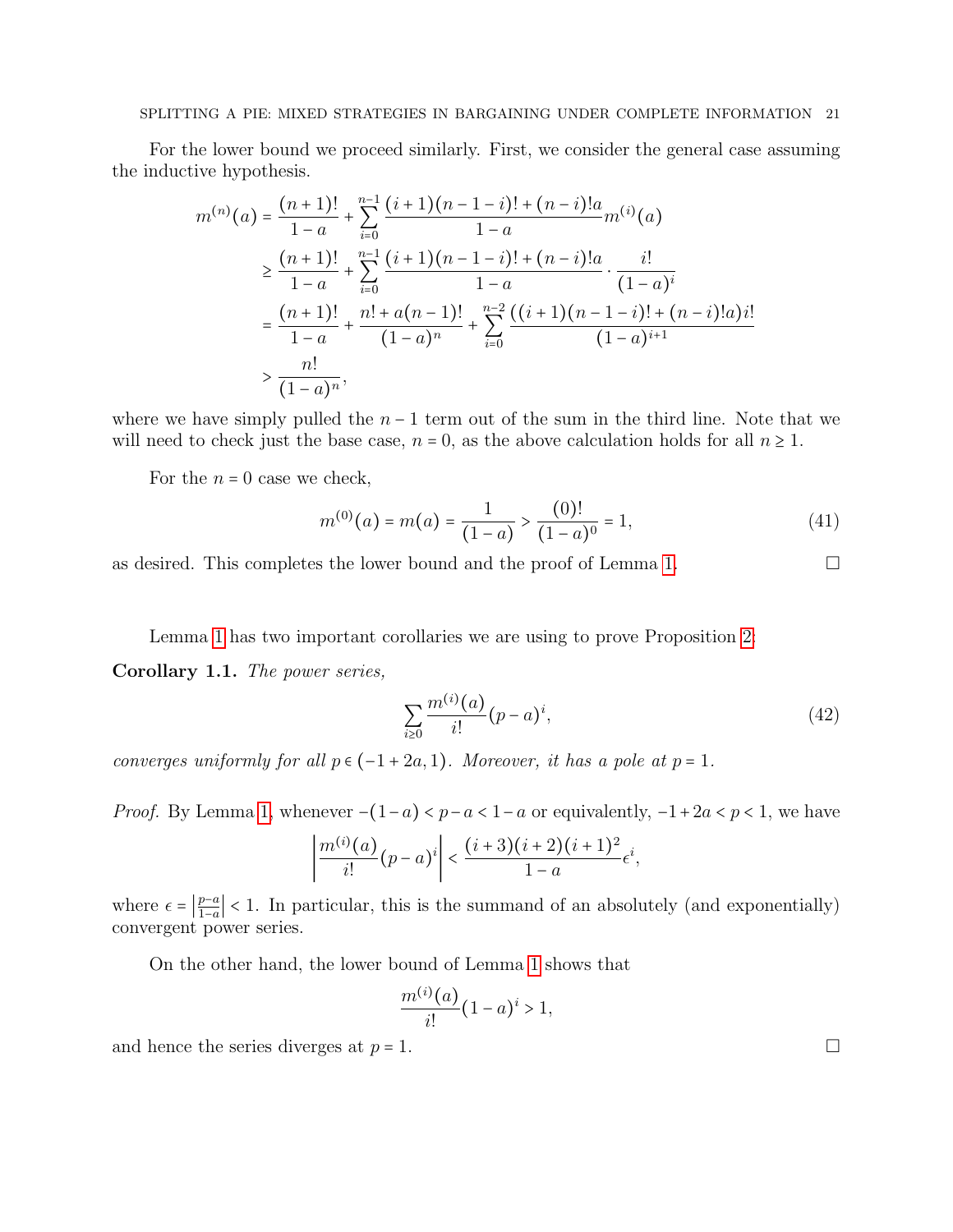For the lower bound we proceed similarly. First, we consider the general case assuming the inductive hypothesis.

$$
\begin{aligned}
m^{(n)}(a) &= \frac{(n+1)!}{1-a} + \sum_{i=0}^{n-1} \frac{(i+1)(n-1-i)! + (n-i)!a}{1-a} m^{(i)}(a) \\
&\geq \frac{(n+1)!}{1-a} + \sum_{i=0}^{n-1} \frac{(i+1)(n-1-i)! + (n-i)!a}{1-a} \cdot \frac{i!}{(1-a)^i} \\
&= \frac{(n+1)!}{1-a} + \frac{n! + a(n-1)!}{(1-a)^n} + \sum_{i=0}^{n-2} \frac{((i+1)(n-1-i)! + (n-i)!a)i!}{(1-a)^{i+1}} \\
&> \frac{n!}{(1-a)^n},
\end{aligned}
$$

where we have simply pulled the $n-1$ term out of the sum in the third line. Note that we will need to check just the base case, $n = 0$, as the above calculation holds for all $n \geq 1$.

For the $n = 0$ case we check,

$$
m^{(0)}(a) = m(a) = \frac{1}{(1-a)} > \frac{(0)!}{(1-a)^0} = 1, \tag{41}
$$

as desired. This completes the lower bound and the proof of Lemma 1. □

Lemma 1 has two important corollaries we are using to prove Proposition 2:

**Corollary 1.1.** *The power series,*

$$
\sum_{i \geq 0} \frac{m^{(i)}(a)}{i!}(p-a)^i, \tag{42}
$$

*converges uniformly for all $p \in (-1+2a, 1)$. Moreover, it has a pole at $p = 1$.*

*Proof.* By Lemma 1, whenever $-(1-a) < p-a < 1-a$ or equivalently, $-1+2a < p < 1$, we have

$$
\left| \frac{m^{(i)}(a)}{i!}(p-a)^i \right| < \frac{(i+3)(i+2)(i+1)^2}{1-a}\epsilon^i,
$$

where $\epsilon = \left|\frac{p-a}{1-a}\right| < 1$. In particular, this is the summand of an absolutely (and exponentially) convergent power series.

On the other hand, the lower bound of Lemma 1 shows that

$$
\frac{m^{(i)}(a)}{i!}(1-a)^i > 1,
$$

and hence the series diverges at $p = 1$. □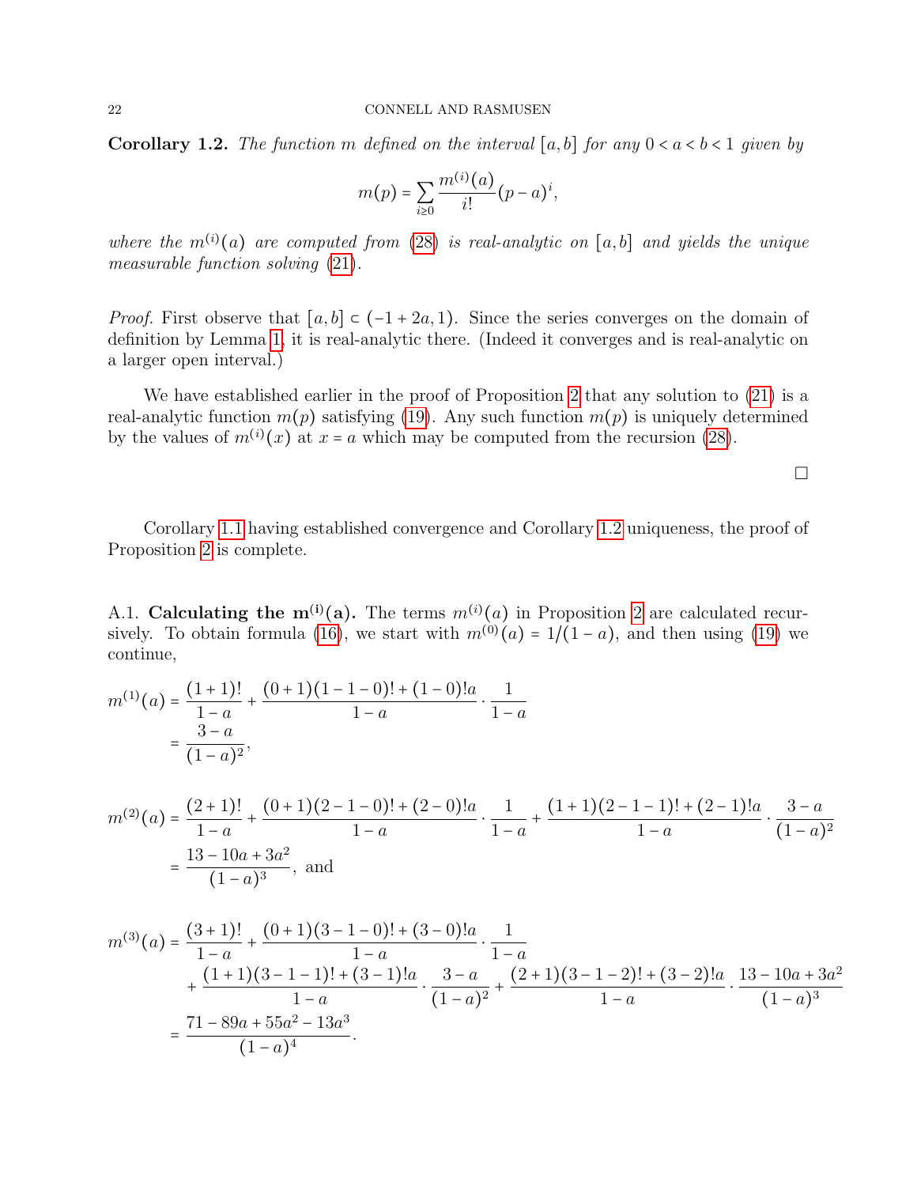**Corollary 1.2.** *The function $m$ defined on the interval $[a,b]$ for any $0 < a < b < 1$ given by*

$$m(p) = \sum_{i \geq 0} \frac{m^{(i)}(a)}{i!}(p-a)^i,$$

*where the $m^{(i)}(a)$ are computed from (28) is real-analytic on $[a,b]$ and yields the unique measurable function solving (21).*

*Proof.* First observe that $[a,b] \subset (-1+2a, 1)$. Since the series converges on the domain of definition by Lemma 1, it is real-analytic there. (Indeed it converges and is real-analytic on a larger open interval.)

We have established earlier in the proof of Proposition 2 that any solution to (21) is a real-analytic function $m(p)$ satisfying (19). Any such function $m(p)$ is uniquely determined by the values of $m^{(i)}(x)$ at $x = a$ which may be computed from the recursion (28).

□

Corollary 1.1 having established convergence and Corollary 1.2 uniqueness, the proof of Proposition 2 is complete.

A.1. **Calculating the $\mathbf{m^{(i)}(a)}$.** The terms $m^{(i)}(a)$ in Proposition 2 are calculated recursively. To obtain formula (16), we start with $m^{(0)}(a) = 1/(1-a)$, and then using (19) we continue,

$$\begin{aligned}
m^{(1)}(a) &= \frac{(1+1)!}{1-a} + \frac{(0+1)(1-1-0)! + (1-0)!a}{1-a} \cdot \frac{1}{1-a} \\
&= \frac{3-a}{(1-a)^2},
\end{aligned}$$

$$\begin{aligned}
m^{(2)}(a) &= \frac{(2+1)!}{1-a} + \frac{(0+1)(2-1-0)! + (2-0)!a}{1-a} \cdot \frac{1}{1-a} + \frac{(1+1)(2-1-1)! + (2-1)!a}{1-a} \cdot \frac{3-a}{(1-a)^2} \\
&= \frac{13-10a+3a^2}{(1-a)^3}, \text{ and}
\end{aligned}$$

$$\begin{aligned}
m^{(3)}(a) &= \frac{(3+1)!}{1-a} + \frac{(0+1)(3-1-0)! + (3-0)!a}{1-a} \cdot \frac{1}{1-a} \\
&\quad + \frac{(1+1)(3-1-1)! + (3-1)!a}{1-a} \cdot \frac{3-a}{(1-a)^2} + \frac{(2+1)(3-1-2)! + (3-2)!a}{1-a} \cdot \frac{13-10a+3a^2}{(1-a)^3} \\
&= \frac{71-89a+55a^2-13a^3}{(1-a)^4}.
\end{aligned}$$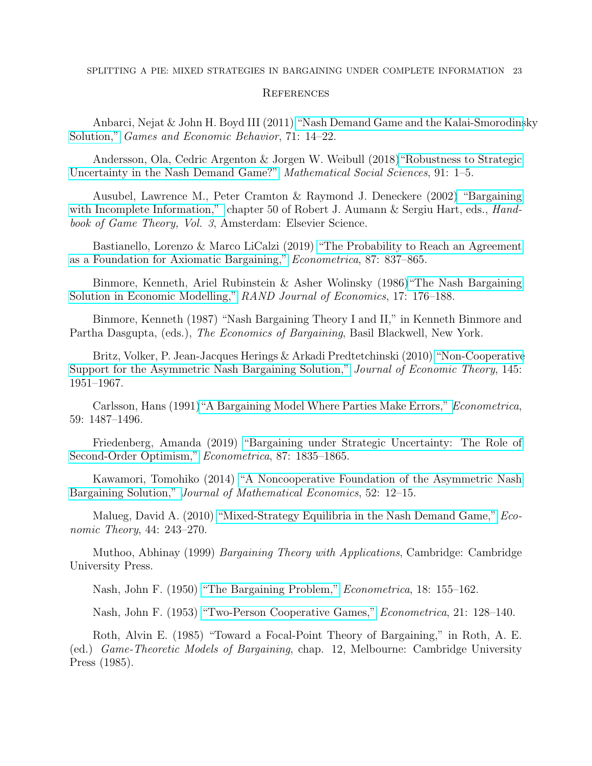## References

Anbarci, Nejat & John H. Boyd III (2011) "Nash Demand Game and the Kalai-Smorodinsky Solution," *Games and Economic Behavior*, 71: 14–22.

Andersson, Ola, Cedric Argenton & Jorgen W. Weibull (2018) "Robustness to Strategic Uncertainty in the Nash Demand Game?" *Mathematical Social Sciences*, 91: 1–5.

Ausubel, Lawrence M., Peter Cramton & Raymond J. Deneckere (2002) "Bargaining with Incomplete Information," chapter 50 of Robert J. Aumann & Sergiu Hart, eds., *Handbook of Game Theory, Vol. 3*, Amsterdam: Elsevier Science.

Bastianello, Lorenzo & Marco LiCalzi (2019) "The Probability to Reach an Agreement as a Foundation for Axiomatic Bargaining," *Econometrica*, 87: 837–865.

Binmore, Kenneth, Ariel Rubinstein & Asher Wolinsky (1986) "The Nash Bargaining Solution in Economic Modelling," *RAND Journal of Economics*, 17: 176–188.

Binmore, Kenneth (1987) "Nash Bargaining Theory I and II," in Kenneth Binmore and Partha Dasgupta, (eds.), *The Economics of Bargaining*, Basil Blackwell, New York.

Britz, Volker, P. Jean-Jacques Herings & Arkadi Predtetchinski (2010) "Non-Cooperative Support for the Asymmetric Nash Bargaining Solution," *Journal of Economic Theory*, 145: 1951–1967.

Carlsson, Hans (1991) "A Bargaining Model Where Parties Make Errors," *Econometrica*, 59: 1487–1496.

Friedenberg, Amanda (2019) "Bargaining under Strategic Uncertainty: The Role of Second-Order Optimism," *Econometrica*, 87: 1835–1865.

Kawamori, Tomohiko (2014) "A Noncooperative Foundation of the Asymmetric Nash Bargaining Solution," *Journal of Mathematical Economics*, 52: 12–15.

Malueg, David A. (2010) "Mixed-Strategy Equilibria in the Nash Demand Game," *Economic Theory*, 44: 243–270.

Muthoo, Abhinay (1999) *Bargaining Theory with Applications*, Cambridge: Cambridge University Press.

Nash, John F. (1950) "The Bargaining Problem," *Econometrica*, 18: 155–162.

Nash, John F. (1953) "Two-Person Cooperative Games," *Econometrica*, 21: 128–140.

Roth, Alvin E. (1985) "Toward a Focal-Point Theory of Bargaining," in Roth, A. E. (ed.) *Game-Theoretic Models of Bargaining*, chap. 12, Melbourne: Cambridge University Press (1985).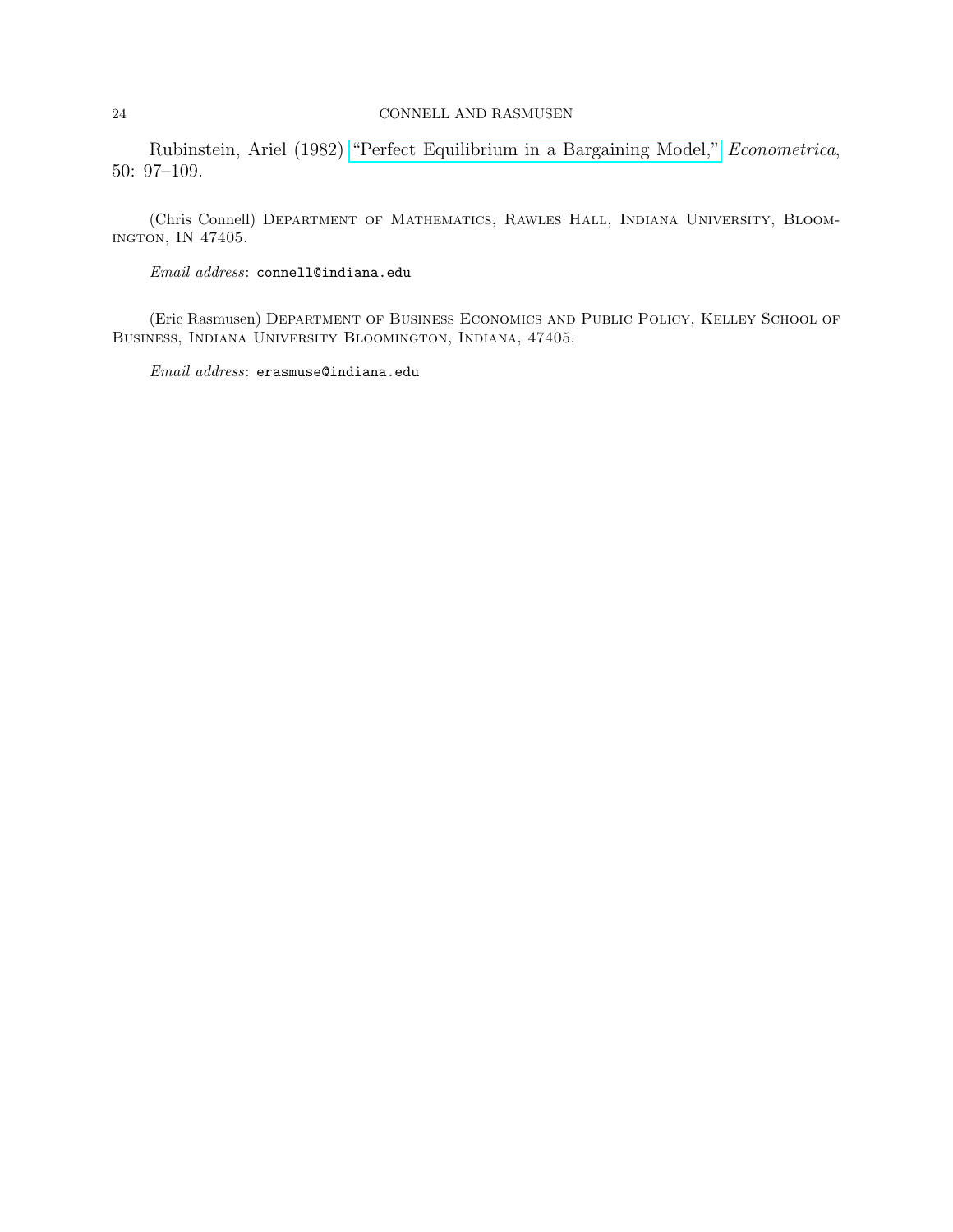Rubinstein, Ariel (1982) "Perfect Equilibrium in a Bargaining Model," *Econometrica*, 50: 97–109.

(Chris Connell) Department of Mathematics, Rawles Hall, Indiana University, Bloomington, IN 47405.

*Email address*: `connell@indiana.edu`

(Eric Rasmusen) Department of Business Economics and Public Policy, Kelley School of Business, Indiana University Bloomington, Indiana, 47405.

*Email address*: `erasmuse@indiana.edu`